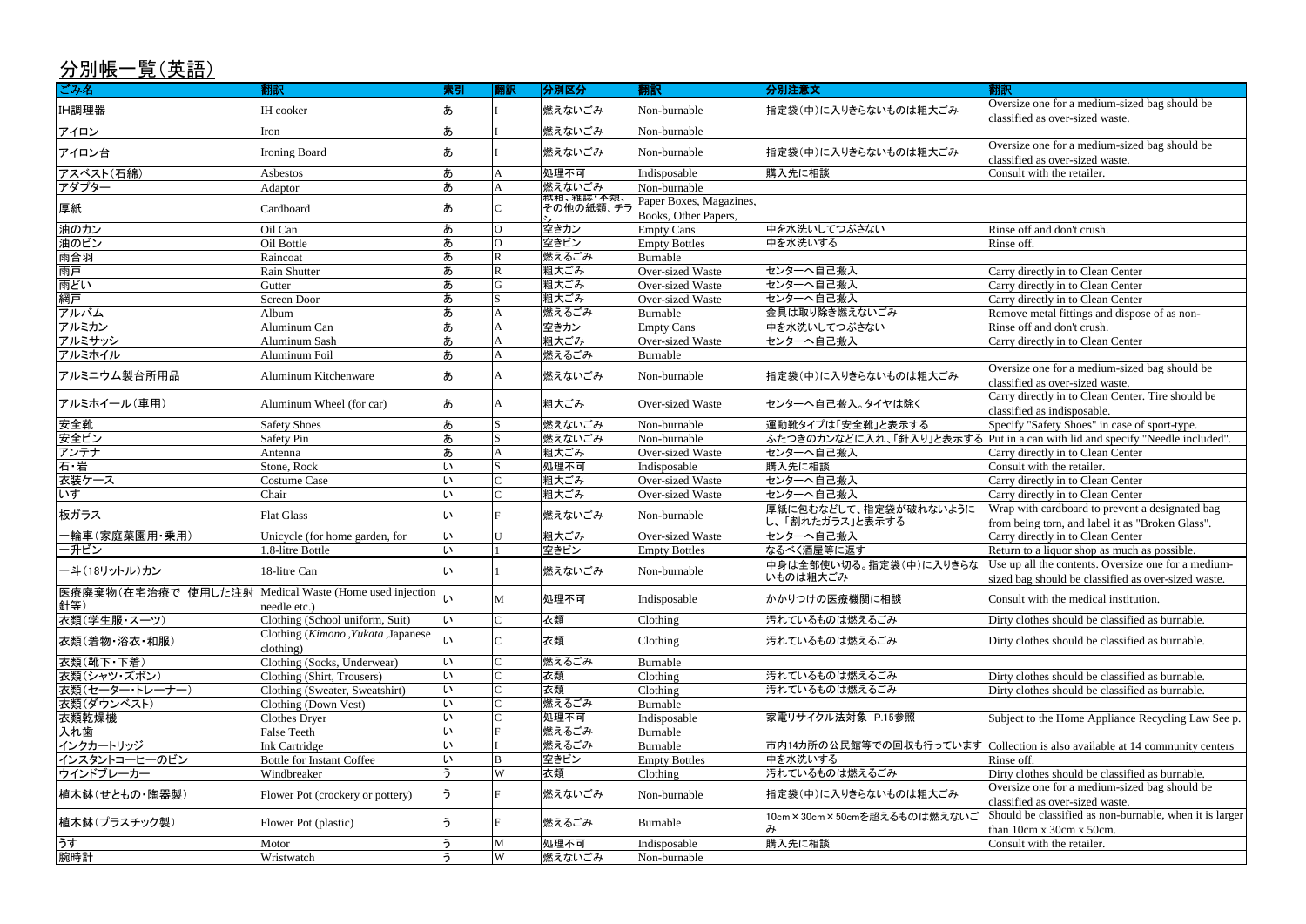# 分別帳一覧(英語)

| ごみ名 | 翻訳 | 索引 | 翻訳 | 分別区分 | 翻訳 | 分別注意文 | 翻訳 |
|---|---|---|---|---|---|---|---|
| IH調理器 | IH cooker | あ | I | 燃えないごみ | Non-burnable | 指定袋(中)に入りきらないものは粗大ごみ | Oversize one for a medium-sized bag should be classified as over-sized waste. |
| アイロン | Iron | あ | I | 燃えないごみ | Non-burnable | | |
| アイロン台 | Ironing Board | あ | I | 燃えないごみ | Non-burnable | 指定袋(中)に入りきらないものは粗大ごみ | Oversize one for a medium-sized bag should be classified as over-sized waste. |
| アスベスト(石綿) | Asbestos | あ | A | 処理不可 | Indisposable | 購入先に相談 | Consult with the retailer. |
| アダプター | Adaptor | あ | A | 燃えないごみ | Non-burnable | | |
| 厚紙 | Cardboard | あ | C | 紙箱、雑誌・本類、その他の紙類、チラシ | Paper Boxes, Magazines, Books, Other Papers, | | |
| 油のカン | Oil Can | あ | O | 空きカン | Empty Cans | 中を水洗いしてつぶさない | Rinse off and don't crush. |
| 油のビン | Oil Bottle | あ | O | 空きビン | Empty Bottles | 中を水洗いする | Rinse off. |
| 雨合羽 | Raincoat | あ | R | 燃えるごみ | Burnable | | |
| 雨戸 | Rain Shutter | あ | R | 粗大ごみ | Over-sized Waste | センターへ自己搬入 | Carry directly in to Clean Center |
| 雨どい | Gutter | あ | G | 粗大ごみ | Over-sized Waste | センターへ自己搬入 | Carry directly in to Clean Center |
| 網戸 | Screen Door | あ | S | 粗大ごみ | Over-sized Waste | センターへ自己搬入 | Carry directly in to Clean Center |
| アルバム | Album | あ | A | 燃えるごみ | Burnable | 金具は取り除き燃えないごみ | Remove metal fittings and dispose of as non- |
| アルミカン | Aluminum Can | あ | A | 空きカン | Empty Cans | 中を水洗いしてつぶさない | Rinse off and don't crush. |
| アルミサッシ | Aluminum Sash | あ | A | 粗大ごみ | Over-sized Waste | センターへ自己搬入 | Carry directly in to Clean Center |
| アルミホイル | Aluminum Foil | あ | A | 燃えるごみ | Burnable | | |
| アルミニウム製台所用品 | Aluminum Kitchenware | あ | A | 燃えないごみ | Non-burnable | 指定袋(中)に入りきらないものは粗大ごみ | Oversize one for a medium-sized bag should be classified as over-sized waste. |
| アルミホイール(車用) | Aluminum Wheel (for car) | あ | A | 粗大ごみ | Over-sized Waste | センターへ自己搬入。タイヤは除く | Carry directly in to Clean Center. Tire should be classified as indisposable. |
| 安全靴 | Safety Shoes | あ | S | 燃えないごみ | Non-burnable | 運動靴タイプは「安全靴」と表示する | Specify "Safety Shoes" in case of sport-type. |
| 安全ピン | Safety Pin | あ | S | 燃えないごみ | Non-burnable | ふたつきのカンなどに入れ、「針入り」と表示する | Put in a can with lid and specify "Needle included". |
| アンテナ | Antenna | あ | A | 粗大ごみ | Over-sized Waste | センターへ自己搬入 | Carry directly in to Clean Center |
| 石・岩 | Stone, Rock | い | S | 処理不可 | Indisposable | 購入先に相談 | Consult with the retailer. |
| 衣装ケース | Costume Case | い | C | 粗大ごみ | Over-sized Waste | センターへ自己搬入 | Carry directly in to Clean Center |
| いす | Chair | い | C | 粗大ごみ | Over-sized Waste | センターへ自己搬入 | Carry directly in to Clean Center |
| 板ガラス | Flat Glass | い | F | 燃えないごみ | Non-burnable | 厚紙に包むなどして、指定袋が破れないようにし、「割れたガラス」と表示する | Wrap with cardboard to prevent a designated bag from being torn, and label it as "Broken Glass". |
| 一輪車(家庭菜園用・乗用) | Unicycle (for home garden, for | い | U | 粗大ごみ | Over-sized Waste | センターへ自己搬入 | Carry directly in to Clean Center |
| 一升ビン | 1.8-litre Bottle | い | 1 | 空きビン | Empty Bottles | なるべく酒屋等に返す | Return to a liquor shop as much as possible. |
| 一斗(18リットル)カン | 18-litre Can | い | 1 | 燃えないごみ | Non-burnable | 中身は全部使い切る。指定袋(中)に入りきらないものは粗大ごみ | Use up all the contents. Oversize one for a medium-sized bag should be classified as over-sized waste. |
| 医療廃棄物(在宅治療で 使用した注射針等) | Medical Waste (Home used injection needle etc.) | い | M | 処理不可 | Indisposable | かかりつけの医療機関に相談 | Consult with the medical institution. |
| 衣類(学生服・スーツ) | Clothing (School uniform, Suit) | い | C | 衣類 | Clothing | 汚れているものは燃えるごみ | Dirty clothes should be classified as burnable. |
| 衣類(着物・浴衣・和服) | Clothing (*Kimono* ,*Yukata* ,Japanese clothing) | い | C | 衣類 | Clothing | 汚れているものは燃えるごみ | Dirty clothes should be classified as burnable. |
| 衣類(靴下・下着) | Clothing (Socks, Underwear) | い | C | 燃えるごみ | Burnable | | |
| 衣類(シャツ・ズボン) | Clothing (Shirt, Trousers) | い | C | 衣類 | Clothing | 汚れているものは燃えるごみ | Dirty clothes should be classified as burnable. |
| 衣類(セーター・トレーナー) | Clothing (Sweater, Sweatshirt) | い | C | 衣類 | Clothing | 汚れているものは燃えるごみ | Dirty clothes should be classified as burnable. |
| 衣類(ダウンベスト) | Clothing (Down Vest) | い | C | 燃えるごみ | Burnable | | |
| 衣類乾燥機 | Clothes Dryer | い | C | 処理不可 | Indisposable | 家電リサイクル法対象 P.15参照 | Subject to the Home Appliance Recycling Law See p. |
| 入れ歯 | False Teeth | い | F | 燃えるごみ | Burnable | | |
| インクカートリッジ | Ink Cartridge | い | I | 燃えるごみ | Burnable | 市内14カ所の公民館等での回収も行っています | Collection is also available at 14 community centers |
| インスタントコーヒーのビン | Bottle for Instant Coffee | い | B | 空きビン | Empty Bottles | 中を水洗いする | Rinse off. |
| ウインドブレーカー | Windbreaker | う | W | 衣類 | Clothing | 汚れているものは燃えるごみ | Dirty clothes should be classified as burnable. |
| 植木鉢(せともの・陶器製) | Flower Pot (crockery or pottery) | う | F | 燃えないごみ | Non-burnable | 指定袋(中)に入りきらないものは粗大ごみ | Oversize one for a medium-sized bag should be classified as over-sized waste. |
| 植木鉢(プラスチック製) | Flower Pot (plastic) | う | F | 燃えるごみ | Burnable | 10cm×30cm×50cmを超えるものは燃えないごみ | Should be classified as non-burnable, when it is larger than 10cm x 30cm x 50cm. |
| うす | Motor | う | M | 処理不可 | Indisposable | 購入先に相談 | Consult with the retailer. |
| 腕時計 | Wristwatch | う | W | 燃えないごみ | Non-burnable | | |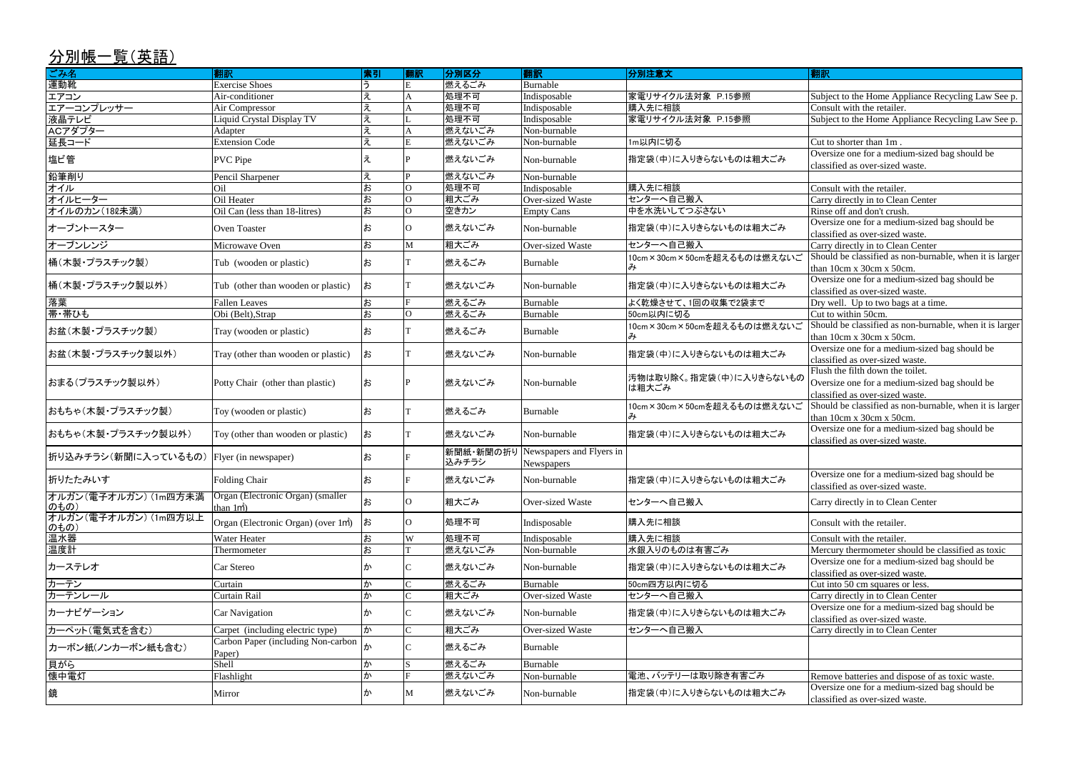## 分別帳一覧（英語）

| ごみ名 | 翻訳 | 索引 | 翻訳 | 分別区分 | 翻訳 | 分別注意文 | 翻訳 |
|---|---|---|---|---|---|---|---|
| 運動靴 | Exercise Shoes | う | E | 燃えるごみ | Burnable | | |
| エアコン | Air-conditioner | え | A | 処理不可 | Indisposable | 家電リサイクル法対象 P.15参照 | Subject to the Home Appliance Recycling Law See p. |
| エアーコンプレッサー | Air Compressor | え | A | 処理不可 | Indisposable | 購入先に相談 | Consult with the retailer. |
| 液晶テレビ | Liquid Crystal Display TV | え | L | 処理不可 | Indisposable | 家電リサイクル法対象 P.15参照 | Subject to the Home Appliance Recycling Law See p. |
| ACアダプター | Adapter | え | A | 燃えないごみ | Non-burnable | | |
| 延長コード | Extension Code | え | E | 燃えないごみ | Non-burnable | 1m以内に切る | Cut to shorter than 1m . |
| 塩ビ管 | PVC Pipe | え | P | 燃えないごみ | Non-burnable | 指定袋(中)に入りきらないものは粗大ごみ | Oversize one for a medium-sized bag should be classified as over-sized waste. |
| 鉛筆削り | Pencil Sharpener | え | P | 燃えないごみ | Non-burnable | | |
| オイル | Oil | お | O | 処理不可 | Indisposable | 購入先に相談 | Consult with the retailer. |
| オイルヒーター | Oil Heater | お | O | 粗大ごみ | Over-sized Waste | センターへ自己搬入 | Carry directly in to Clean Center |
| オイルのカン(18ℓ未満) | Oil Can (less than 18-litres) | お | O | 空きカン | Empty Cans | 中を水洗いしてつぶさない | Rinse off and don't crush. |
| オーブントースター | Oven Toaster | お | O | 燃えないごみ | Non-burnable | 指定袋(中)に入りきらないものは粗大ごみ | Oversize one for a medium-sized bag should be classified as over-sized waste. |
| オーブンレンジ | Microwave Oven | お | M | 粗大ごみ | Over-sized Waste | センターへ自己搬入 | Carry directly in to Clean Center |
| 桶(木製・プラスチック製) | Tub (wooden or plastic) | お | T | 燃えるごみ | Burnable | 10cm×30cm×50cmを超えるものは燃えないごみ | Should be classified as non-burnable, when it is larger than 10cm x 30cm x 50cm. |
| 桶(木製・プラスチック製以外) | Tub (other than wooden or plastic) | お | T | 燃えないごみ | Non-burnable | 指定袋(中)に入りきらないものは粗大ごみ | Oversize one for a medium-sized bag should be classified as over-sized waste. |
| 落葉 | Fallen Leaves | お | F | 燃えるごみ | Burnable | よく乾燥させて、1回の収集で2袋まで | Dry well. Up to two bags at a time. |
| 帯・帯ひも | Obi (Belt),Strap | お | O | 燃えるごみ | Burnable | 50cm以内に切る | Cut to within 50cm. |
| お盆(木製・プラスチック製) | Tray (wooden or plastic) | お | T | 燃えるごみ | Burnable | 10cm×30cm×50cmを超えるものは燃えないごみ | Should be classified as non-burnable, when it is larger than 10cm x 30cm x 50cm. |
| お盆(木製・プラスチック製以外) | Tray (other than wooden or plastic) | お | T | 燃えないごみ | Non-burnable | 指定袋(中)に入りきらないものは粗大ごみ | Oversize one for a medium-sized bag should be classified as over-sized waste. |
| おまる(プラスチック製以外) | Potty Chair (other than plastic) | お | P | 燃えないごみ | Non-burnable | 汚物は取り除く。指定袋(中)に入りきらないものは粗大ごみ | Flush the filth down the toilet. Oversize one for a medium-sized bag should be classified as over-sized waste. |
| おもちゃ(木製・プラスチック製) | Toy (wooden or plastic) | お | T | 燃えるごみ | Burnable | 10cm×30cm×50cmを超えるものは燃えないごみ | Should be classified as non-burnable, when it is larger than 10cm x 30cm x 50cm. |
| おもちゃ(木製・プラスチック製以外) | Toy (other than wooden or plastic) | お | T | 燃えないごみ | Non-burnable | 指定袋(中)に入りきらないものは粗大ごみ | Oversize one for a medium-sized bag should be classified as over-sized waste. |
| 折り込みチラシ(新聞に入っているもの) | Flyer (in newspaper) | お | F | 新聞紙・新聞の折り込みチラシ | Newspapers and Flyers in Newspapers | | |
| 折りたたみいす | Folding Chair | お | F | 燃えないごみ | Non-burnable | 指定袋(中)に入りきらないものは粗大ごみ | Oversize one for a medium-sized bag should be classified as over-sized waste. |
| オルガン(電子オルガン)(1m四方未満のもの) | Organ (Electronic Organ) (smaller than 1㎡) | お | O | 粗大ごみ | Over-sized Waste | センターへ自己搬入 | Carry directly in to Clean Center |
| オルガン(電子オルガン)(1m四方以上のもの) | Organ (Electronic Organ) (over 1㎡) | お | O | 処理不可 | Indisposable | 購入先に相談 | Consult with the retailer. |
| 温水器 | Water Heater | お | W | 処理不可 | Indisposable | 購入先に相談 | Consult with the retailer. |
| 温度計 | Thermometer | お | T | 燃えないごみ | Non-burnable | 水銀入りのものは有害ごみ | Mercury thermometer should be classified as toxic |
| カーステレオ | Car Stereo | か | C | 燃えないごみ | Non-burnable | 指定袋(中)に入りきらないものは粗大ごみ | Oversize one for a medium-sized bag should be classified as over-sized waste. |
| カーテン | Curtain | か | C | 燃えるごみ | Burnable | 50cm四方以内に切る | Cut into 50 cm squares or less. |
| カーテンレール | Curtain Rail | か | C | 粗大ごみ | Over-sized Waste | センターへ自己搬入 | Carry directly in to Clean Center |
| カーナビゲーション | Car Navigation | か | C | 燃えないごみ | Non-burnable | 指定袋(中)に入りきらないものは粗大ごみ | Oversize one for a medium-sized bag should be classified as over-sized waste. |
| カーペット(電気式を含む) | Carpet (including electric type) | か | C | 粗大ごみ | Over-sized Waste | センターへ自己搬入 | Carry directly in to Clean Center |
| カーボン紙(ノンカーボン紙も含む) | Carbon Paper (including Non-carbon Paper) | か | C | 燃えるごみ | Burnable | | |
| 貝がら | Shell | か | S | 燃えるごみ | Burnable | | |
| 懐中電灯 | Flashlight | か | F | 燃えないごみ | Non-burnable | 電池、バッテリーは取り除き有害ごみ | Remove batteries and dispose of as toxic waste. |
| 鏡 | Mirror | か | M | 燃えないごみ | Non-burnable | 指定袋(中)に入りきらないものは粗大ごみ | Oversize one for a medium-sized bag should be classified as over-sized waste. |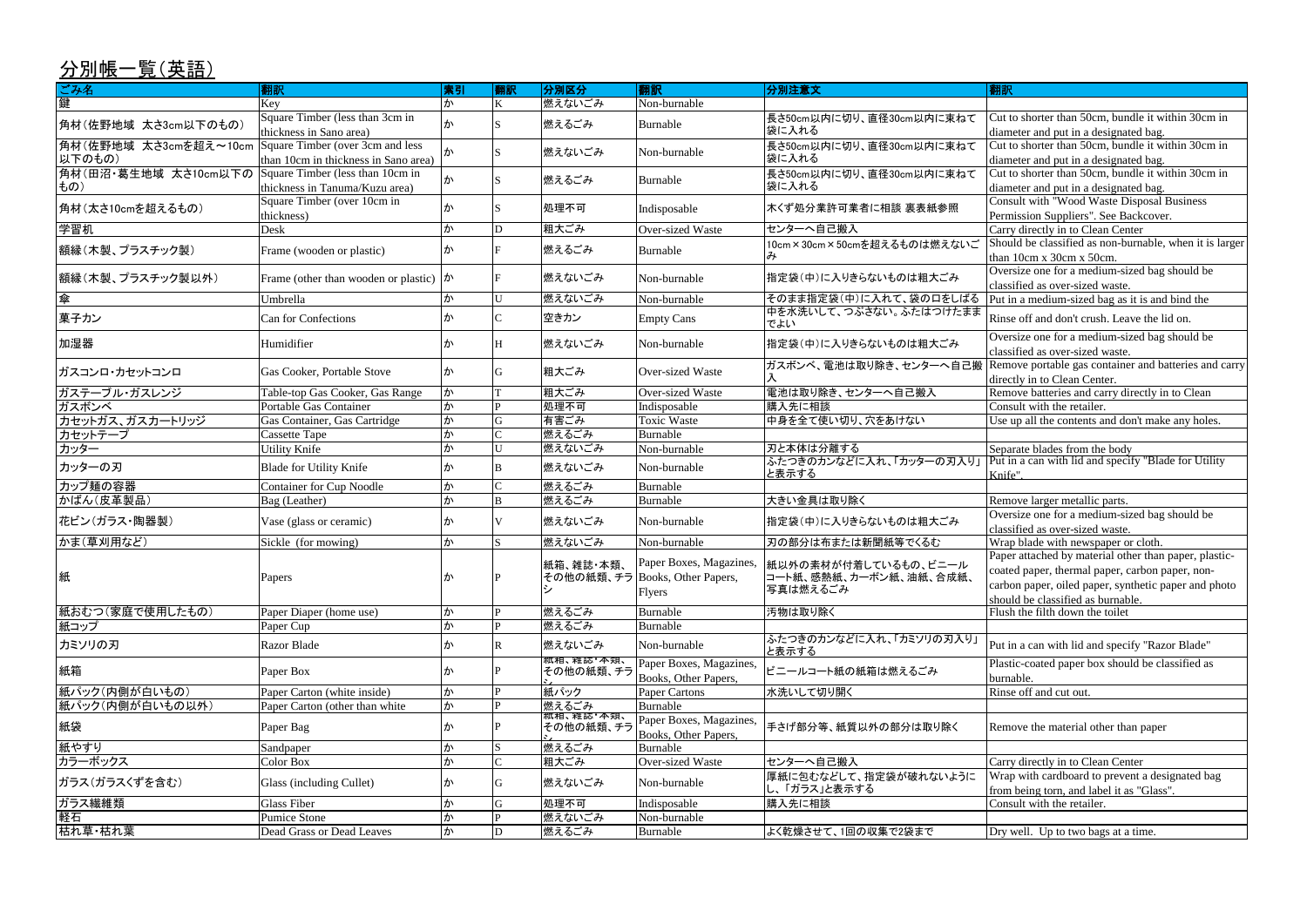## 分別帳一覧(英語)

| ごみ名 | 翻訳 | 索引 | 翻訳 | 分別区分 | 翻訳 | 分別注意文 | 翻訳 |
|---|---|---|---|---|---|---|---|
| 鍵 | Key | か | K | 燃えないごみ | Non-burnable | | |
| 角材(佐野地域 太さ3cm以下のもの) | Square Timber (less than 3cm in thickness in Sano area) | か | S | 燃えるごみ | Burnable | 長さ50cm以内に切り、直径30cm以内に束ねて袋に入れる | Cut to shorter than 50cm, bundle it within 30cm in diameter and put in a designated bag. |
| 角材(佐野地域 太さ3cmを超え～10cm以下のもの) | Square Timber (over 3cm and less than 10cm in thickness in Sano area) | か | S | 燃えないごみ | Non-burnable | 長さ50cm以内に切り、直径30cm以内に束ねて袋に入れる | Cut to shorter than 50cm, bundle it within 30cm in diameter and put in a designated bag. |
| 角材(田沼・葛生地域 太さ10cm以下のもの) | Square Timber (less than 10cm in thickness in Tanuma/Kuzu area) | か | S | 燃えるごみ | Burnable | 長さ50cm以内に切り、直径30cm以内に束ねて袋に入れる | Cut to shorter than 50cm, bundle it within 30cm in diameter and put in a designated bag. |
| 角材(太さ10cmを超えるもの) | Square Timber (over 10cm in thickness) | か | S | 処理不可 | Indisposable | 木くず処分業許可業者に相談 裏表紙参照 | Consult with "Wood Waste Disposal Business Permission Suppliers". See Backcover. |
| 学習机 | Desk | か | D | 粗大ごみ | Over-sized Waste | センターへ自己搬入 | Carry directly in to Clean Center |
| 額縁(木製、プラスチック製) | Frame (wooden or plastic) | か | F | 燃えるごみ | Burnable | 10cm×30cm×50cmを超えるものは燃えないごみ | Should be classified as non-burnable, when it is larger than 10cm x 30cm x 50cm. |
| 額縁(木製、プラスチック製以外) | Frame (other than wooden or plastic) | か | F | 燃えないごみ | Non-burnable | 指定袋(中)に入りきらないものは粗大ごみ | Oversize one for a medium-sized bag should be classified as over-sized waste. |
| 傘 | Umbrella | か | U | 燃えないごみ | Non-burnable | そのまま指定袋(中)に入れて、袋の口をしばる | Put in a medium-sized bag as it is and bind the |
| 菓子カン | Can for Confections | か | C | 空きカン | Empty Cans | 中を水洗いして、つぶさない。ふたはつけたままでよい | Rinse off and don't crush. Leave the lid on. |
| 加湿器 | Humidifier | か | H | 燃えないごみ | Non-burnable | 指定袋(中)に入りきらないものは粗大ごみ | Oversize one for a medium-sized bag should be classified as over-sized waste. |
| ガスコンロ・カセットコンロ | Gas Cooker, Portable Stove | か | G | 粗大ごみ | Over-sized Waste | ガスボンベ、電池は取り除き、センターへ自己搬入 | Remove portable gas container and batteries and carry directly in to Clean Center. |
| ガステーブル・ガスレンジ | Table-top Gas Cooker, Gas Range | か | T | 粗大ごみ | Over-sized Waste | 電池は取り除き、センターへ自己搬入 | Remove batteries and carry directly in to Clean |
| ガスボンベ | Portable Gas Container | か | P | 処理不可 | Indisposable | 購入先に相談 | Consult with the retailer. |
| カセットガス、ガスカートリッジ | Gas Container, Gas Cartridge | か | G | 有害ごみ | Toxic Waste | 中身を全て使い切り、穴をあけない | Use up all the contents and don't make any holes. |
| カセットテープ | Cassette Tape | か | C | 燃えるごみ | Burnable | | |
| カッター | Utility Knife | か | U | 燃えないごみ | Non-burnable | 刃と本体は分離する | Separate blades from the body |
| カッターの刃 | Blade for Utility Knife | か | B | 燃えないごみ | Non-burnable | ふたつきのカンなどに入れ、「カッターの刃入り」と表示する | Put in a can with lid and specify "Blade for Utility Knife". |
| カップ麺の容器 | Container for Cup Noodle | か | C | 燃えるごみ | Burnable | | |
| かばん(皮革製品) | Bag (Leather) | か | B | 燃えるごみ | Burnable | 大きい金具は取り除く | Remove larger metallic parts. |
| 花ビン(ガラス・陶器製) | Vase (glass or ceramic) | か | V | 燃えないごみ | Non-burnable | 指定袋(中)に入りきらないものは粗大ごみ | Oversize one for a medium-sized bag should be classified as over-sized waste. |
| かま(草刈用など) | Sickle (for mowing) | か | S | 燃えないごみ | Non-burnable | 刃の部分は布または新聞紙等でくるむ | Wrap blade with newspaper or cloth. |
| 紙 | Papers | か | P | 紙箱、雑誌・本類、その他の紙類、チラシ | Paper Boxes, Magazines, Books, Other Papers, Flyers | 紙以外の素材が付着しているもの、ビニールコート紙、感熱紙、カーボン紙、油紙、合成紙、写真は燃えるごみ | Paper attached by material other than paper, plastic-coated paper, thermal paper, carbon paper, non-carbon paper, oiled paper, synthetic paper and photo should be classified as burnable. |
| 紙おむつ(家庭で使用したもの) | Paper Diaper (home use) | か | P | 燃えるごみ | Burnable | 汚物は取り除く | Flush the filth down the toilet |
| 紙コップ | Paper Cup | か | P | 燃えるごみ | Burnable | | |
| カミソリの刃 | Razor Blade | か | R | 燃えないごみ | Non-burnable | ふたつきのカンなどに入れ、「カミソリの刃入り」と表示する | Put in a can with lid and specify "Razor Blade" |
| 紙箱 | Paper Box | か | P | 紙箱、雑誌・本類、その他の紙類、チラシ | Paper Boxes, Magazines, Books, Other Papers, | ビニールコート紙の紙箱は燃えるごみ | Plastic-coated paper box should be classified as burnable. |
| 紙パック(内側が白いもの) | Paper Carton (white inside) | か | P | 紙パック | Paper Cartons | 水洗いして切り開く | Rinse off and cut out. |
| 紙パック(内側が白いもの以外) | Paper Carton (other than white | か | P | 燃えるごみ | Burnable | | |
| 紙袋 | Paper Bag | か | P | 紙箱、雑誌・本類、その他の紙類、チラシ | Paper Boxes, Magazines, Books, Other Papers, | 手さげ部分等、紙質以外の部分は取り除く | Remove the material other than paper |
| 紙やすり | Sandpaper | か | S | 燃えるごみ | Burnable | | |
| カラーボックス | Color Box | か | C | 粗大ごみ | Over-sized Waste | センターへ自己搬入 | Carry directly in to Clean Center |
| ガラス(ガラスくずを含む) | Glass (including Cullet) | か | G | 燃えないごみ | Non-burnable | 厚紙に包むなどして、指定袋が破れないようにし、「ガラス」と表示する | Wrap with cardboard to prevent a designated bag from being torn, and label it as "Glass". |
| ガラス繊維類 | Glass Fiber | か | G | 処理不可 | Indisposable | 購入先に相談 | Consult with the retailer. |
| 軽石 | Pumice Stone | か | P | 燃えないごみ | Non-burnable | | |
| 枯れ草・枯れ葉 | Dead Grass or Dead Leaves | か | D | 燃えるごみ | Burnable | よく乾燥させて、1回の収集で2袋まで | Dry well. Up to two bags at a time. |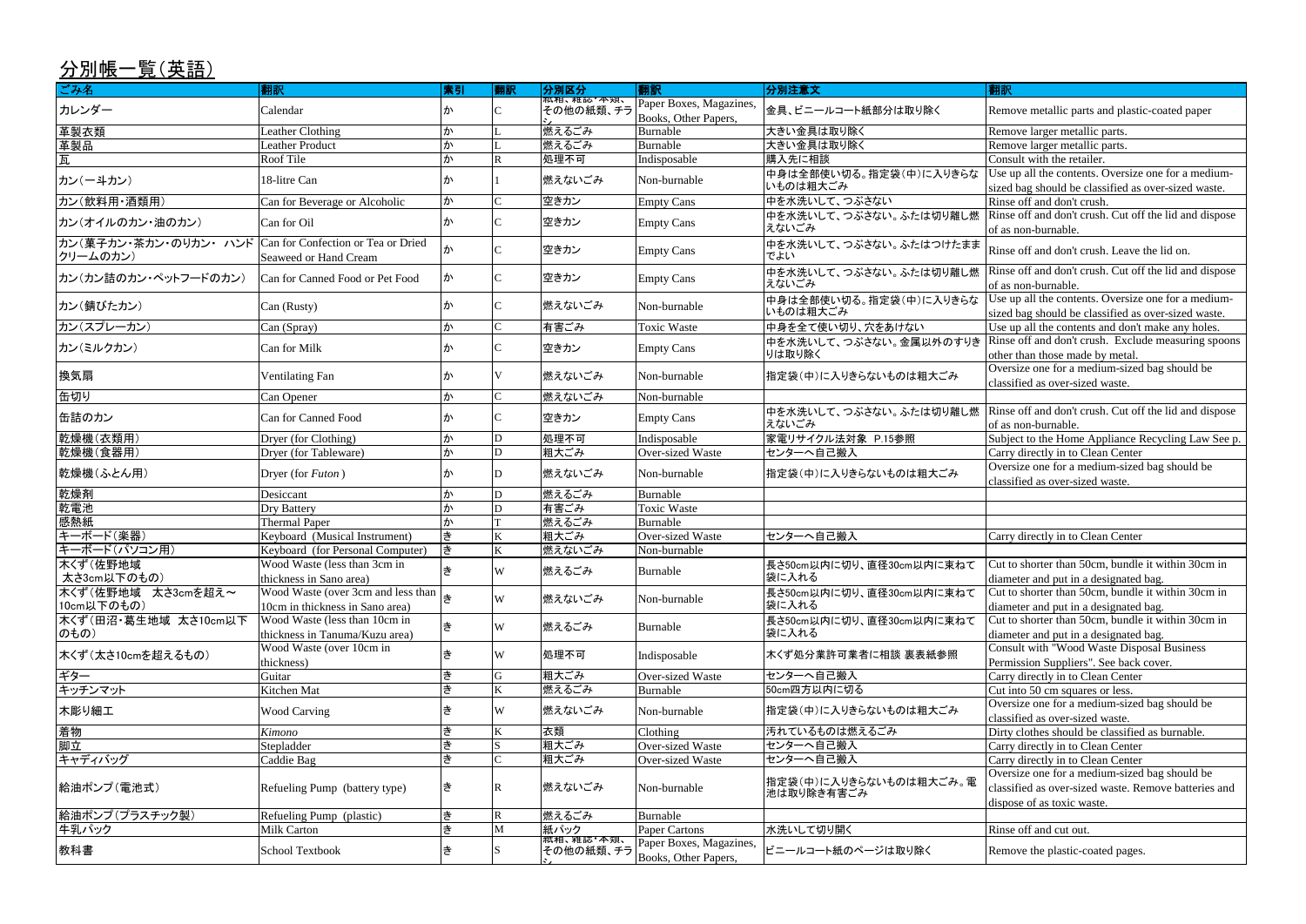## 分別帳一覧(英語)

| ごみ名 | 翻訳 | 索引 | 翻訳 | 分別区分 | 翻訳 | 分別注意文 | 翻訳 |
|---|---|---|---|---|---|---|---|
| カレンダー | Calendar | か | C | 紙箱、雑誌・本類、その他の紙類、チラシ | Paper Boxes, Magazines, Books, Other Papers, | 金具、ビニールコート紙部分は取り除く | Remove metallic parts and plastic-coated paper |
| 革製衣類 | Leather Clothing | か | L | 燃えるごみ | Burnable | 大きい金具は取り除く | Remove larger metallic parts. |
| 革製品 | Leather Product | か | L | 燃えるごみ | Burnable | 大きい金具は取り除く | Remove larger metallic parts. |
| 瓦 | Roof Tile | か | R | 処理不可 | Indisposable | 購入先に相談 | Consult with the retailer. |
| カン(一斗カン) | 18-litre Can | か | 1 | 燃えないごみ | Non-burnable | 中身は全部使い切る。指定袋(中)に入りきらないものは粗大ごみ | Use up all the contents. Oversize one for a medium-sized bag should be classified as over-sized waste. |
| カン(飲料用・酒類用) | Can for Beverage or Alcoholic | か | C | 空きカン | Empty Cans | 中を水洗いして、つぶさない | Rinse off and don't crush. |
| カン(オイルのカン・油のカン) | Can for Oil | か | C | 空きカン | Empty Cans | 中を水洗いして、つぶさない。ふたは切り離し燃えないごみ | Rinse off and don't crush. Cut off the lid and dispose of as non-burnable. |
| カン(菓子カン・茶カン・のりカン・ハンドクリームのカン) | Can for Confection or Tea or Dried Seaweed or Hand Cream | か | C | 空きカン | Empty Cans | 中を水洗いして、つぶさない。ふたはつけたままでよい | Rinse off and don't crush. Leave the lid on. |
| カン(カン詰のカン・ペットフードのカン) | Can for Canned Food or Pet Food | か | C | 空きカン | Empty Cans | 中を水洗いして、つぶさない。ふたは切り離し燃えないごみ | Rinse off and don't crush. Cut off the lid and dispose of as non-burnable. |
| カン(錆びたカン) | Can (Rusty) | か | C | 燃えないごみ | Non-burnable | 中身は全部使い切る。指定袋(中)に入りきらないものは粗大ごみ | Use up all the contents. Oversize one for a medium-sized bag should be classified as over-sized waste. |
| カン(スプレーカン) | Can (Spray) | か | C | 有害ごみ | Toxic Waste | 中身を全て使い切り、穴をあけない | Use up all the contents and don't make any holes. |
| カン(ミルクカン) | Can for Milk | か | C | 空きカン | Empty Cans | 中を水洗いして、つぶさない。金属以外のすりきりは取り除く | Rinse off and don't crush. Exclude measuring spoons other than those made by metal. |
| 換気扇 | Ventilating Fan | か | V | 燃えないごみ | Non-burnable | 指定袋(中)に入りきらないものは粗大ごみ | Oversize one for a medium-sized bag should be classified as over-sized waste. |
| 缶切り | Can Opener | か | C | 燃えないごみ | Non-burnable | | |
| 缶詰のカン | Can for Canned Food | か | C | 空きカン | Empty Cans | 中を水洗いして、つぶさない。ふたは切り離し燃えないごみ | Rinse off and don't crush. Cut off the lid and dispose of as non-burnable. |
| 乾燥機(衣類用) | Dryer (for Clothing) | か | D | 処理不可 | Indisposable | 家電リサイクル法対象 P.15参照 | Subject to the Home Appliance Recycling Law See p. |
| 乾燥機(食器用) | Dryer (for Tableware) | か | D | 粗大ごみ | Over-sized Waste | センターへ自己搬入 | Carry directly in to Clean Center |
| 乾燥機(ふとん用) | Dryer (for *Futon*) | か | D | 燃えないごみ | Non-burnable | 指定袋(中)に入りきらないものは粗大ごみ | Oversize one for a medium-sized bag should be classified as over-sized waste. |
| 乾燥剤 | Desiccant | か | D | 燃えるごみ | Burnable | | |
| 乾電池 | Dry Battery | か | D | 有害ごみ | Toxic Waste | | |
| 感熱紙 | Thermal Paper | か | T | 燃えるごみ | Burnable | | |
| キーボード(楽器) | Keyboard (Musical Instrument) | き | K | 粗大ごみ | Over-sized Waste | センターへ自己搬入 | Carry directly in to Clean Center |
| キーボード(パソコン用) | Keyboard (for Personal Computer) | き | K | 燃えないごみ | Non-burnable | | |
| 木くず(佐野地域 太さ3cm以下のもの) | Wood Waste (less than 3cm in thickness in Sano area) | き | W | 燃えるごみ | Burnable | 長さ50cm以内に切り、直径30cm以内に束ねて袋に入れる | Cut to shorter than 50cm, bundle it within 30cm in diameter and put in a designated bag. |
| 木くず(佐野地域 太さ3cmを超え～10cm以下のもの) | Wood Waste (over 3cm and less than 10cm in thickness in Sano area) | き | W | 燃えないごみ | Non-burnable | 長さ50cm以内に切り、直径30cm以内に束ねて袋に入れる | Cut to shorter than 50cm, bundle it within 30cm in diameter and put in a designated bag. |
| 木くず(田沼・葛生地域 太さ10cm以下のもの) | Wood Waste (less than 10cm in thickness in Tanuma/Kuzu area) | き | W | 燃えるごみ | Burnable | 長さ50cm以内に切り、直径30cm以内に束ねて袋に入れる | Cut to shorter than 50cm, bundle it within 30cm in diameter and put in a designated bag. |
| 木くず(太さ10cmを超えるもの) | Wood Waste (over 10cm in thickness) | き | W | 処理不可 | Indisposable | 木くず処分業許可業者に相談 裏表紙参照 | Consult with "Wood Waste Disposal Business Permission Suppliers". See back cover. |
| ギター | Guitar | き | G | 粗大ごみ | Over-sized Waste | センターへ自己搬入 | Carry directly in to Clean Center |
| キッチンマット | Kitchen Mat | き | K | 燃えるごみ | Burnable | 50cm四方以内に切る | Cut into 50 cm squares or less. |
| 木彫り細工 | Wood Carving | き | W | 燃えないごみ | Non-burnable | 指定袋(中)に入りきらないものは粗大ごみ | Oversize one for a medium-sized bag should be classified as over-sized waste. |
| 着物 | *Kimono* | き | K | 衣類 | Clothing | 汚れているものは燃えるごみ | Dirty clothes should be classified as burnable. |
| 脚立 | Stepladder | き | S | 粗大ごみ | Over-sized Waste | センターへ自己搬入 | Carry directly in to Clean Center |
| キャディバッグ | Caddie Bag | き | C | 粗大ごみ | Over-sized Waste | センターへ自己搬入 | Carry directly in to Clean Center |
| 給油ポンプ(電池式) | Refueling Pump (battery type) | き | R | 燃えないごみ | Non-burnable | 指定袋(中)に入りきらないものは粗大ごみ。電池は取り除き有害ごみ | Oversize one for a medium-sized bag should be classified as over-sized waste. Remove batteries and dispose of as toxic waste. |
| 給油ポンプ(プラスチック製) | Refueling Pump (plastic) | き | R | 燃えるごみ | Burnable | | |
| 牛乳パック | Milk Carton | き | M | 紙パック | Paper Cartons | 水洗いして切り開く | Rinse off and cut out. |
| 教科書 | School Textbook | き | S | 紙箱、雑誌・本類、その他の紙類、チラシ | Paper Boxes, Magazines, Books, Other Papers, | ビニールコート紙のページは取り除く | Remove the plastic-coated pages. |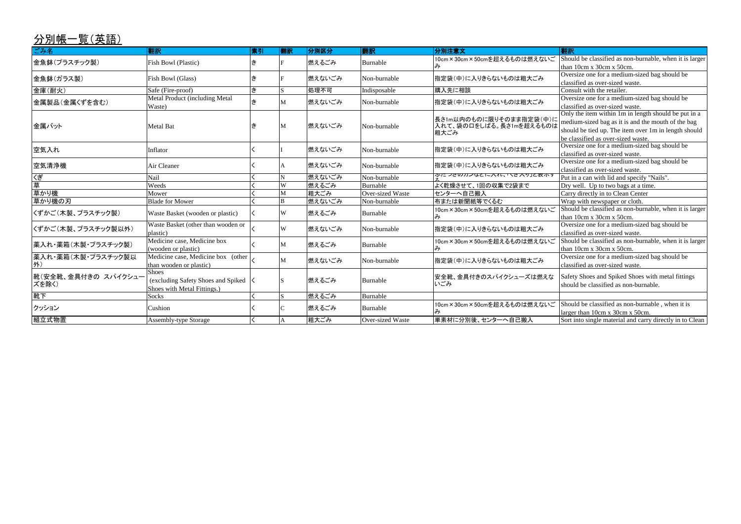## 分別帳一覧（英語）

| ごみ名 | 翻訳 | 索引 | 翻訳 | 分別区分 | 翻訳 | 分別注意文 | 翻訳 |
|---|---|---|---|---|---|---|---|
| 金魚鉢（プラスチック製） | Fish Bowl (Plastic) | き | F | 燃えるごみ | Burnable | 10cm×30cm×50cmを超えるものは燃えないごみ | Should be classified as non-burnable, when it is larger than 10cm x 30cm x 50cm. |
| 金魚鉢（ガラス製） | Fish Bowl (Glass) | き | F | 燃えないごみ | Non-burnable | 指定袋（中）に入りきらないものは粗大ごみ | Oversize one for a medium-sized bag should be classified as over-sized waste. |
| 金庫（耐火） | Safe (Fire-proof) | き | S | 処理不可 | Indisposable | 購入先に相談 | Consult with the retailer. |
| 金属製品（金属くずを含む） | Metal Product (including Metal Waste) | き | M | 燃えないごみ | Non-burnable | 指定袋（中）に入りきらないものは粗大ごみ | Oversize one for a medium-sized bag should be classified as over-sized waste. |
| 金属バット | Metal Bat | き | M | 燃えないごみ | Non-burnable | 長さ1m以内のものに限りそのまま指定袋（中）に入れて、袋の口をしばる。長さ1mを超えるものは粗大ごみ | Only the item within 1m in length should be put in a medium-sized bag as it is and the mouth of the bag should be tied up. The item over 1m in length should be classified as over-sized waste. |
| 空気入れ | Inflator | く | I | 燃えないごみ | Non-burnable | 指定袋（中）に入りきらないものは粗大ごみ | Oversize one for a medium-sized bag should be classified as over-sized waste. |
| 空気清浄機 | Air Cleaner | く | A | 燃えないごみ | Non-burnable | 指定袋（中）に入りきらないものは粗大ごみ | Oversize one for a medium-sized bag should be classified as over-sized waste. |
| くぎ | Nail | く | N | 燃えないごみ | Non-burnable | ふた つきのカンなどに入れ、「くぎ入り」と表示する | Put in a can with lid and specify "Nails". |
| 草 | Weeds | く | W | 燃えるごみ | Burnable | よく乾燥させて、1回の収集で2袋まで | Dry well. Up to two bags at a time. |
| 草かり機 | Mower | く | M | 粗大ごみ | Over-sized Waste | センターへ自己搬入 | Carry directly in to Clean Center |
| 草かり機の刃 | Blade for Mower | く | B | 燃えないごみ | Non-burnable | 布または新聞紙等でくるむ | Wrap with newspaper or cloth. |
| くずかご（木製、プラスチック製） | Waste Basket (wooden or plastic) | く | W | 燃えるごみ | Burnable | 10cm×30cm×50cmを超えるものは燃えないごみ | Should be classified as non-burnable, when it is larger than 10cm x 30cm x 50cm. |
| くずかご（木製、プラスチック製以外） | Waste Basket (other than wooden or plastic) | く | W | 燃えないごみ | Non-burnable | 指定袋（中）に入りきらないものは粗大ごみ | Oversize one for a medium-sized bag should be classified as over-sized waste. |
| 薬入れ・薬箱（木製・プラスチック製） | Medicine case, Medicine box (wooden or plastic) | く | M | 燃えるごみ | Burnable | 10cm×30cm×50cmを超えるものは燃えないごみ | Should be classified as non-burnable, when it is larger than 10cm x 30cm x 50cm. |
| 薬入れ・薬箱（木製・プラスチック製以外） | Medicine case, Medicine box (other than wooden or plastic) | く | M | 燃えないごみ | Non-burnable | 指定袋（中）に入りきらないものは粗大ごみ | Oversize one for a medium-sized bag should be classified as over-sized waste. |
| 靴（安全靴、金具付きの スパイクシューズを除く） | Shoes (excluding Safety Shoes and Spiked Shoes with Metal Fittings.) | く | S | 燃えるごみ | Burnable | 安全靴、金具付きのスパイクシューズは燃えないごみ | Safety Shoes and Spiked Shoes with metal fittings should be classified as non-burnable. |
| 靴下 | Socks | く | S | 燃えるごみ | Burnable | | |
| クッション | Cushion | く | C | 燃えるごみ | Burnable | 10cm×30cm×50cmを超えるものは燃えないごみ | Should be classified as non-burnable , when it is larger than 10cm x 30cm x 50cm. |
| 組立式物置 | Assembly-type Storage | く | A | 粗大ごみ | Over-sized Waste | 単素材に分別後、センターへ自己搬入 | Sort into single material and carry directly in to Clean |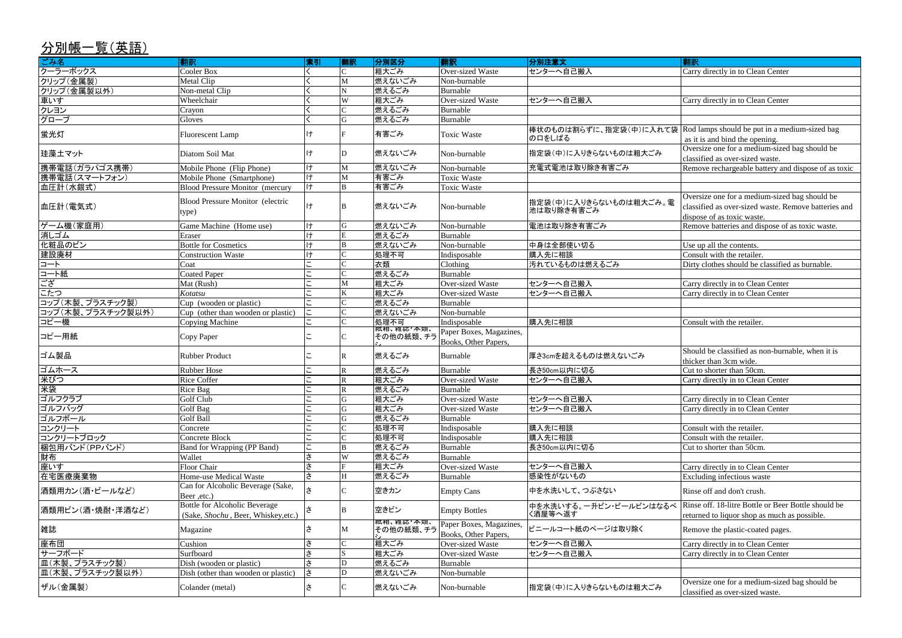## 分別帳一覧(英語)

| ごみ名 | 翻訳 | 索引 | 翻訳 | 分別区分 | 翻訳 | 分別注意文 | 翻訳 |
|---|---|---|---|---|---|---|---|
| クーラーボックス | Cooler Box | く | C | 粗大ごみ | Over-sized Waste | センターへ自己搬入 | Carry directly in to Clean Center |
| クリップ(金属製) | Metal Clip | く | M | 燃えないごみ | Non-burnable | | |
| クリップ(金属製以外) | Non-metal Clip | く | N | 燃えるごみ | Burnable | | |
| 車いす | Wheelchair | く | W | 粗大ごみ | Over-sized Waste | センターへ自己搬入 | Carry directly in to Clean Center |
| クレヨン | Crayon | く | C | 燃えるごみ | Burnable | | |
| グローブ | Gloves | く | G | 燃えるごみ | Burnable | | |
| 蛍光灯 | Fluorescent Lamp | け | F | 有害ごみ | Toxic Waste | 棒状のものは割らずに、指定袋(中)に入れて袋の口をしばる | Rod lamps should be put in a medium-sized bag as it is and bind the opening. |
| 珪藻土マット | Diatom Soil Mat | け | D | 燃えないごみ | Non-burnable | 指定袋(中)に入りきらないものは粗大ごみ | Oversize one for a medium-sized bag should be classified as over-sized waste. |
| 携帯電話(ガラパゴス携帯) | Mobile Phone (Flip Phone) | け | M | 燃えないごみ | Non-burnable | 充電式電池は取り除き有害ごみ | Remove rechargeable battery and dispose of as toxic |
| 携帯電話(スマートフォン) | Mobile Phone (Smartphone) | け | M | 有害ごみ | Toxic Waste | | |
| 血圧計(水銀式) | Blood Pressure Monitor (mercury | け | B | 有害ごみ | Toxic Waste | | |
| 血圧計(電気式) | Blood Pressure Monitor (electric type) | け | B | 燃えないごみ | Non-burnable | 指定袋(中)に入りきらないものは粗大ごみ。電池は取り除き有害ごみ | Oversize one for a medium-sized bag should be classified as over-sized waste. Remove batteries and dispose of as toxic waste. |
| ゲーム機(家庭用) | Game Machine (Home use) | け | G | 燃えないごみ | Non-burnable | 電池は取り除き有害ごみ | Remove batteries and dispose of as toxic waste. |
| 消しゴム | Eraser | け | E | 燃えるごみ | Burnable | | |
| 化粧品のビン | Bottle for Cosmetics | け | B | 燃えないごみ | Non-burnable | 中身は全部使い切る | Use up all the contents. |
| 建設廃材 | Construction Waste | け | C | 処理不可 | Indisposable | 購入先に相談 | Consult with the retailer. |
| コート | Coat | こ | C | 衣類 | Clothing | 汚れているものは燃えるごみ | Dirty clothes should be classified as burnable. |
| コート紙 | Coated Paper | こ | C | 燃えるごみ | Burnable | | |
| ござ | Mat (Rush) | こ | M | 粗大ごみ | Over-sized Waste | センターへ自己搬入 | Carry directly in to Clean Center |
| こたつ | *Kotatsu* | こ | K | 粗大ごみ | Over-sized Waste | センターへ自己搬入 | Carry directly in to Clean Center |
| コップ(木製、プラスチック製) | Cup (wooden or plastic) | こ | C | 燃えるごみ | Burnable | | |
| コップ(木製、プラスチック製以外) | Cup (other than wooden or plastic) | こ | C | 燃えないごみ | Non-burnable | | |
| コピー機 | Copying Machine | こ | C | 処理不可 | Indisposable | 購入先に相談 | Consult with the retailer. |
| コピー用紙 | Copy Paper | こ | C | 紙箱、雑誌・本類、その他の紙類、チラシ | Paper Boxes, Magazines, Books, Other Papers, | | |
| ゴム製品 | Rubber Product | こ | R | 燃えるごみ | Burnable | 厚さ3cmを超えるものは燃えないごみ | Should be classified as non-burnable, when it is thicker than 3cm wide. |
| ゴムホース | Rubber Hose | こ | R | 燃えるごみ | Burnable | 長さ50cm以内に切る | Cut to shorter than 50cm. |
| 米びつ | Rice Coffer | こ | R | 粗大ごみ | Over-sized Waste | センターへ自己搬入 | Carry directly in to Clean Center |
| 米袋 | Rice Bag | こ | R | 燃えるごみ | Burnable | | |
| ゴルフクラブ | Golf Club | こ | G | 粗大ごみ | Over-sized Waste | センターへ自己搬入 | Carry directly in to Clean Center |
| ゴルフバッグ | Golf Bag | こ | G | 粗大ごみ | Over-sized Waste | センターへ自己搬入 | Carry directly in to Clean Center |
| ゴルフボール | Golf Ball | こ | G | 燃えるごみ | Burnable | | |
| コンクリート | Concrete | こ | C | 処理不可 | Indisposable | 購入先に相談 | Consult with the retailer. |
| コンクリートブロック | Concrete Block | こ | C | 処理不可 | Indisposable | 購入先に相談 | Consult with the retailer. |
| 梱包用バンド(PPバンド) | Band for Wrapping (PP Band) | こ | B | 燃えるごみ | Burnable | 長さ50cm以内に切る | Cut to shorter than 50cm. |
| 財布 | Wallet | さ | W | 燃えるごみ | Burnable | | |
| 座いす | Floor Chair | さ | F | 粗大ごみ | Over-sized Waste | センターへ自己搬入 | Carry directly in to Clean Center |
| 在宅医療廃棄物 | Home-use Medical Waste | さ | H | 燃えるごみ | Burnable | 感染性がないもの | Excluding infectious waste |
| 酒類用カン(酒・ビールなど) | Can for Alcoholic Beverage (Sake, Beer ,etc.) | さ | C | 空きカン | Empty Cans | 中を水洗いして、つぶさない | Rinse off and don't crush. |
| 酒類用ビン(酒・焼酎・洋酒など) | Bottle for Alcoholic Beverage (Sake, *Shochu* , Beer, Whiskey,etc.) | さ | B | 空きビン | Empty Bottles | 中を水洗いする。一升ビン・ビールビンはなるべく酒屋等へ返す | Rinse off. 18-litre Bottle or Beer Bottle should be returned to liquor shop as much as possible. |
| 雑誌 | Magazine | さ | M | 紙箱、雑誌・本類、その他の紙類、チラシ | Paper Boxes, Magazines, Books, Other Papers, | ビニールコート紙のページは取り除く | Remove the plastic-coated pages. |
| 座布団 | Cushion | さ | C | 粗大ごみ | Over-sized Waste | センターへ自己搬入 | Carry directly in to Clean Center |
| サーフボード | Surfboard | さ | S | 粗大ごみ | Over-sized Waste | センターへ自己搬入 | Carry directly in to Clean Center |
| 皿(木製、プラスチック製) | Dish (wooden or plastic) | さ | D | 燃えるごみ | Burnable | | |
| 皿(木製、プラスチック製以外) | Dish (other than wooden or plastic) | さ | D | 燃えないごみ | Non-burnable | | |
| ザル(金属製) | Colander (metal) | さ | C | 燃えないごみ | Non-burnable | 指定袋(中)に入りきらないものは粗大ごみ | Oversize one for a medium-sized bag should be classified as over-sized waste. |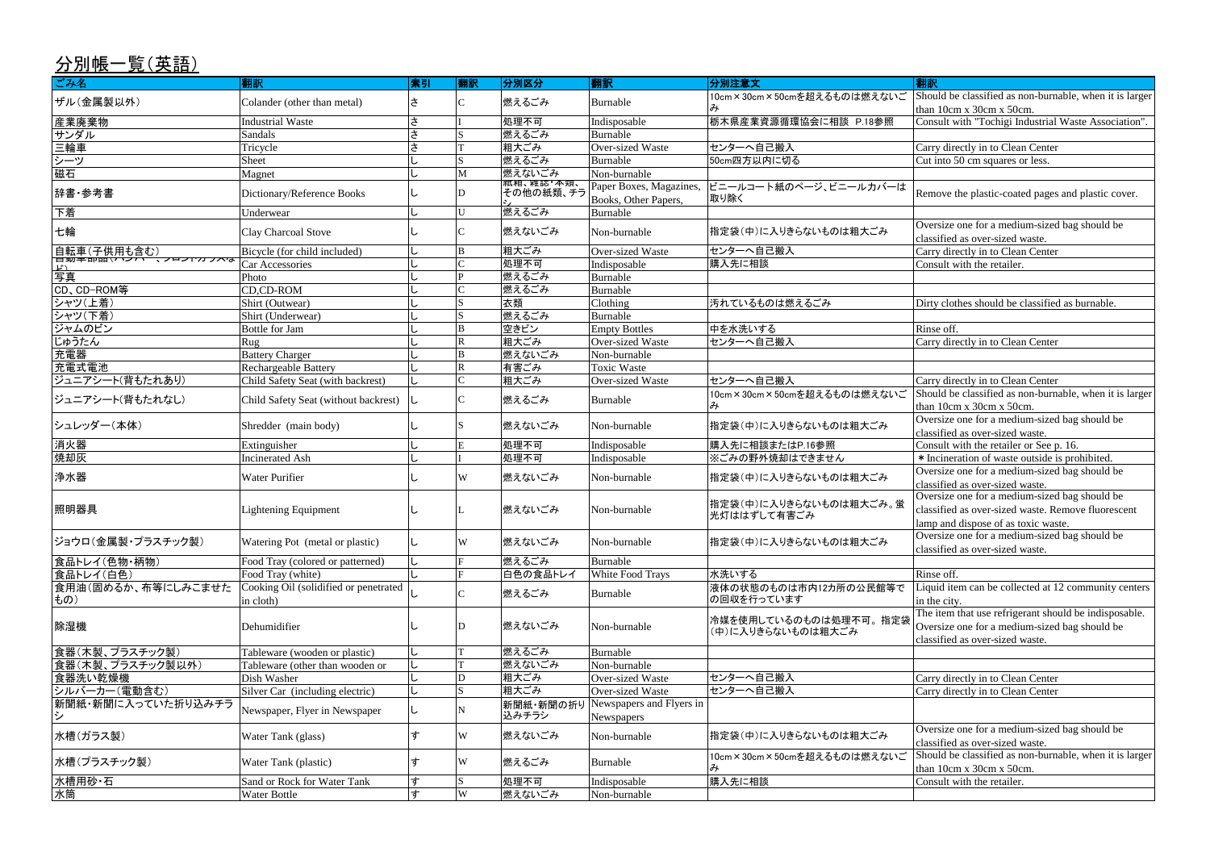## 分別帳一覧(英語)

| ごみ名 | 翻訳 | 索引 | 翻訳 | 分別区分 | 翻訳 | 分別注意文 | 翻訳 |
|---|---|---|---|---|---|---|---|
| ザル(金属製以外) | Colander (other than metal) | さ | C | 燃えるごみ | Burnable | 10cm×30cm×50cmを超えるものは燃えないごみ | Should be classified as non-burnable, when it is larger than 10cm x 30cm x 50cm. |
| 産業廃棄物 | Industrial Waste | さ | I | 処理不可 | Indisposable | 栃木県産業資源循環協会に相談 P.18参照 | Consult with "Tochigi Industrial Waste Association". |
| サンダル | Sandals | さ | S | 燃えるごみ | Burnable | | |
| 三輪車 | Tricycle | さ | T | 粗大ごみ | Over-sized Waste | センターへ自己搬入 | Carry directly in to Clean Center |
| シーツ | Sheet | し | S | 燃えるごみ | Burnable | 50cm四方以内に切る | Cut into 50 cm squares or less. |
| 磁石 | Magnet | し | M | 燃えないごみ | Non-burnable | | |
| 辞書・参考書 | Dictionary/Reference Books | し | D | 紙箱、雑誌・本類、その他の紙類、チラシ | Paper Boxes, Magazines, Books, Other Papers, | ビニールコート紙のページ、ビニールカバーは取り除く | Remove the plastic-coated pages and plastic cover. |
| 下着 | Underwear | し | U | 燃えるごみ | Burnable | | |
| 七輪 | Clay Charcoal Stove | し | C | 燃えないごみ | Non-burnable | 指定袋(中)に入りきらないものは粗大ごみ | Oversize one for a medium-sized bag should be classified as over-sized waste. |
| 自転車(子供用も含む) | Bicycle (for child included) | し | B | 粗大ごみ | Over-sized Waste | センターへ自己搬入 | Carry directly in to Clean Center |
| 自動車部品(バンパー、フロントガラスなど) | Car Accessories | し | C | 処理不可 | Indisposable | 購入先に相談 | Consult with the retailer. |
| 写真 | Photo | し | P | 燃えるごみ | Burnable | | |
| CD、CD-ROM等 | CD,CD-ROM | し | C | 燃えるごみ | Burnable | | |
| シャツ(上着) | Shirt (Outwear) | し | S | 衣類 | Clothing | 汚れているものは燃えるごみ | Dirty clothes should be classified as burnable. |
| シャツ(下着) | Shirt (Underwear) | し | S | 燃えるごみ | Burnable | | |
| ジャムのビン | Bottle for Jam | し | B | 空きビン | Empty Bottles | 中を水洗いする | Rinse off. |
| じゅうたん | Rug | し | R | 粗大ごみ | Over-sized Waste | センターへ自己搬入 | Carry directly in to Clean Center |
| 充電器 | Battery Charger | し | B | 燃えないごみ | Non-burnable | | |
| 充電式電池 | Rechargeable Battery | し | R | 有害ごみ | Toxic Waste | | |
| ジュニアシート(背もたれあり) | Child Safety Seat (with backrest) | し | C | 粗大ごみ | Over-sized Waste | センターへ自己搬入 | Carry directly in to Clean Center |
| ジュニアシート(背もたれなし) | Child Safety Seat (without backrest) | し | C | 燃えるごみ | Burnable | 10cm×30cm×50cmを超えるものは燃えないごみ | Should be classified as non-burnable, when it is larger than 10cm x 30cm x 50cm. |
| シュレッダー(本体) | Shredder (main body) | し | S | 燃えないごみ | Non-burnable | 指定袋(中)に入りきらないものは粗大ごみ | Oversize one for a medium-sized bag should be classified as over-sized waste. |
| 消火器 | Extinguisher | し | E | 処理不可 | Indisposable | 購入先に相談またはP.16参照 | Consult with the retailer or See p. 16. |
| 焼却灰 | Incinerated Ash | し | I | 処理不可 | Indisposable | ※ごみの野外焼却はできません | *Incineration of waste outside is prohibited. |
| 浄水器 | Water Purifier | し | W | 燃えないごみ | Non-burnable | 指定袋(中)に入りきらないものは粗大ごみ | Oversize one for a medium-sized bag should be classified as over-sized waste. |
| 照明器具 | Lightening Equipment | し | L | 燃えないごみ | Non-burnable | 指定袋(中)に入りきらないものは粗大ごみ。蛍光灯ははずして有害ごみ | Oversize one for a medium-sized bag should be classified as over-sized waste. Remove fluorescent lamp and dispose of as toxic waste. |
| ジョウロ(金属製・プラスチック製) | Watering Pot (metal or plastic) | し | W | 燃えないごみ | Non-burnable | 指定袋(中)に入りきらないものは粗大ごみ | Oversize one for a medium-sized bag should be classified as over-sized waste. |
| 食品トレイ(色物・柄物) | Food Tray (colored or patterned) | し | F | 燃えるごみ | Burnable | | |
| 食品トレイ(白色) | Food Tray (white) | し | F | 白色の食品トレイ | White Food Trays | 水洗いする | Rinse off. |
| 食用油(固めるか、布等にしみこませたもの) | Cooking Oil (solidified or penetrated in cloth) | し | C | 燃えるごみ | Burnable | 液体の状態のものは市内12カ所の公民館等で回収を行っています | Liquid item can be collected at 12 community centers in the city. |
| 除湿機 | Dehumidifier | し | D | 燃えないごみ | Non-burnable | 冷媒を使用しているものは処理不可。指定袋(中)に入りきらないものは粗大ごみ | The item that use refrigerant should be indisposable. Oversize one for a medium-sized bag should be classified as over-sized waste. |
| 食器(木製、プラスチック製) | Tableware (wooden or plastic) | し | T | 燃えるごみ | Burnable | | |
| 食器(木製、プラスチック製以外) | Tableware (other than wooden or | し | T | 燃えないごみ | Non-burnable | | |
| 食器洗い乾燥機 | Dish Washer | し | D | 粗大ごみ | Over-sized Waste | センターへ自己搬入 | Carry directly in to Clean Center |
| シルバーカー(電動含む) | Silver Car (including electric) | し | S | 粗大ごみ | Over-sized Waste | センターへ自己搬入 | Carry directly in to Clean Center |
| 新聞紙・新聞に入っていた折り込みチラシ | Newspaper, Flyer in Newspaper | し | N | 新聞紙・新聞の折り込みチラシ | Newspapers and Flyers in Newspapers | | |
| 水槽(ガラス製) | Water Tank (glass) | す | W | 燃えないごみ | Non-burnable | 指定袋(中)に入りきらないものは粗大ごみ | Oversize one for a medium-sized bag should be classified as over-sized waste. |
| 水槽(プラスチック製) | Water Tank (plastic) | す | W | 燃えるごみ | Burnable | 10cm×30cm×50cmを超えるものは燃えないごみ | Should be classified as non-burnable, when it is larger than 10cm x 30cm x 50cm. |
| 水槽用砂・石 | Sand or Rock for Water Tank | す | S | 処理不可 | Indisposable | 購入先に相談 | Consult with the retailer. |
| 水筒 | Water Bottle | す | W | 燃えないごみ | Non-burnable | | |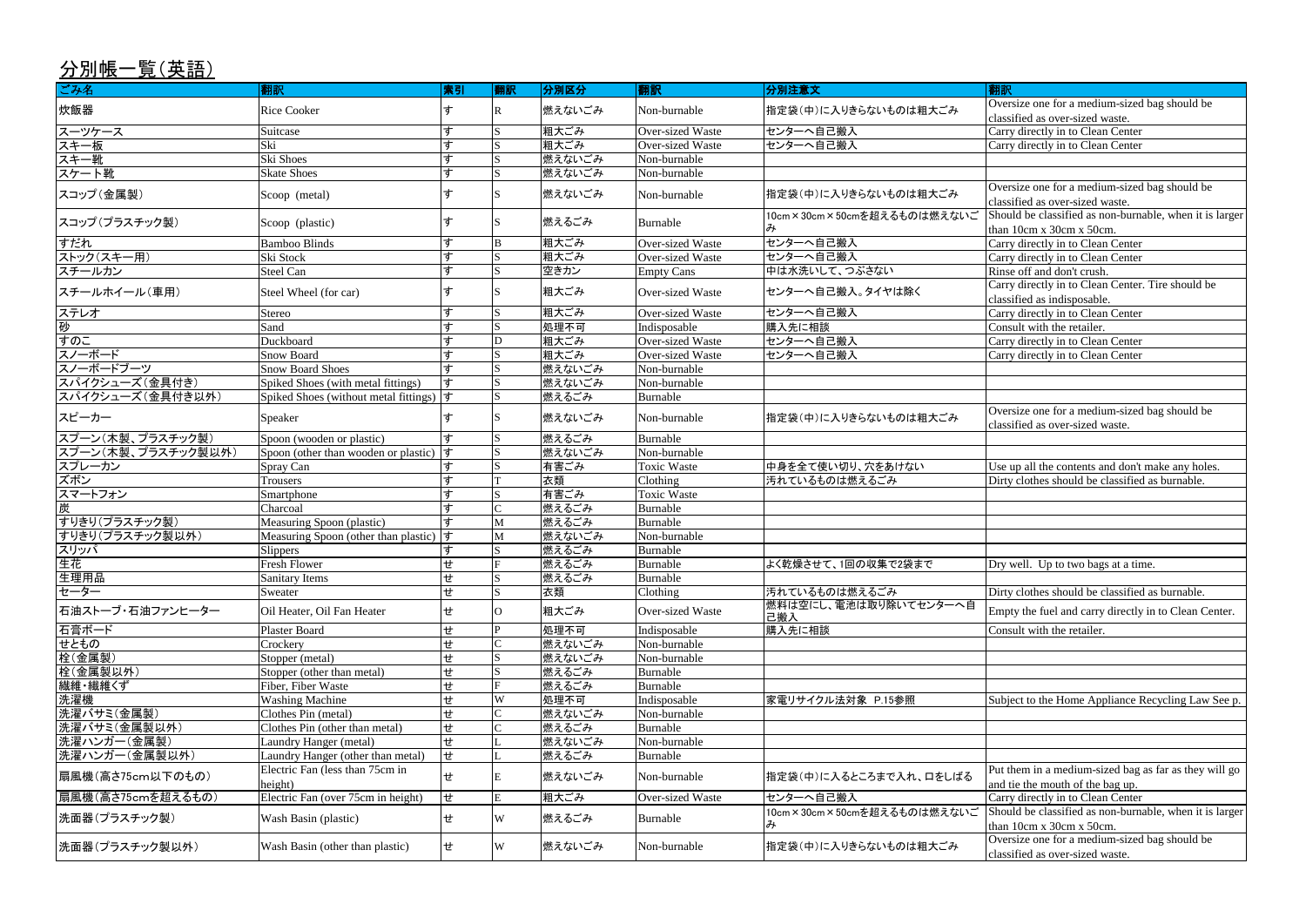## 分別帳一覧(英語)

| ごみ名 | 翻訳 | 索引 | 翻訳 | 分別区分 | 翻訳 | 分別注意文 | 翻訳 |
|---|---|---|---|---|---|---|---|
| 炊飯器 | Rice Cooker | す | R | 燃えないごみ | Non-burnable | 指定袋(中)に入りきらないものは粗大ごみ | Oversize one for a medium-sized bag should be classified as over-sized waste. |
| スーツケース | Suitcase | す | S | 粗大ごみ | Over-sized Waste | センターへ自己搬入 | Carry directly in to Clean Center |
| スキー板 | Ski | す | S | 粗大ごみ | Over-sized Waste | センターへ自己搬入 | Carry directly in to Clean Center |
| スキー靴 | Ski Shoes | す | S | 燃えないごみ | Non-burnable | | |
| スケート靴 | Skate Shoes | す | S | 燃えないごみ | Non-burnable | | |
| スコップ(金属製) | Scoop (metal) | す | S | 燃えないごみ | Non-burnable | 指定袋(中)に入りきらないものは粗大ごみ | Oversize one for a medium-sized bag should be classified as over-sized waste. |
| スコップ(プラスチック製) | Scoop (plastic) | す | S | 燃えるごみ | Burnable | 10cm×30cm×50cmを超えるものは燃えないごみ | Should be classified as non-burnable, when it is larger than 10cm x 30cm x 50cm. |
| すだれ | Bamboo Blinds | す | B | 粗大ごみ | Over-sized Waste | センターへ自己搬入 | Carry directly in to Clean Center |
| ストック(スキー用) | Ski Stock | す | S | 粗大ごみ | Over-sized Waste | センターへ自己搬入 | Carry directly in to Clean Center |
| スチールカン | Steel Can | す | S | 空きカン | Empty Cans | 中は水洗いして、つぶさない | Rinse off and don't crush. |
| スチールホイール(車用) | Steel Wheel (for car) | す | S | 粗大ごみ | Over-sized Waste | センターへ自己搬入。タイヤは除く | Carry directly in to Clean Center. Tire should be classified as indisposable. |
| ステレオ | Stereo | す | S | 粗大ごみ | Over-sized Waste | センターへ自己搬入 | Carry directly in to Clean Center |
| 砂 | Sand | す | S | 処理不可 | Indisposable | 購入先に相談 | Consult with the retailer. |
| すのこ | Duckboard | す | D | 粗大ごみ | Over-sized Waste | センターへ自己搬入 | Carry directly in to Clean Center |
| スノーボード | Snow Board | す | S | 粗大ごみ | Over-sized Waste | センターへ自己搬入 | Carry directly in to Clean Center |
| スノーボードブーツ | Snow Board Shoes | す | S | 燃えないごみ | Non-burnable | | |
| スパイクシューズ(金具付き) | Spiked Shoes (with metal fittings) | す | S | 燃えないごみ | Non-burnable | | |
| スパイクシューズ(金具付き以外) | Spiked Shoes (without metal fittings) | す | S | 燃えるごみ | Burnable | | |
| スピーカー | Speaker | す | S | 燃えないごみ | Non-burnable | 指定袋(中)に入りきらないものは粗大ごみ | Oversize one for a medium-sized bag should be classified as over-sized waste. |
| スプーン(木製、プラスチック製) | Spoon (wooden or plastic) | す | S | 燃えるごみ | Burnable | | |
| スプーン(木製、プラスチック製以外) | Spoon (other than wooden or plastic) | す | S | 燃えないごみ | Non-burnable | | |
| スプレーカン | Spray Can | す | S | 有害ごみ | Toxic Waste | 中身を全て使い切り、穴をあけない | Use up all the contents and don't make any holes. |
| ズボン | Trousers | す | T | 衣類 | Clothing | 汚れているものは燃えるごみ | Dirty clothes should be classified as burnable. |
| スマートフォン | Smartphone | す | S | 有害ごみ | Toxic Waste | | |
| 炭 | Charcoal | す | C | 燃えるごみ | Burnable | | |
| すりきり(プラスチック製) | Measuring Spoon (plastic) | す | M | 燃えるごみ | Burnable | | |
| すりきり(プラスチック製以外) | Measuring Spoon (other than plastic) | す | M | 燃えないごみ | Non-burnable | | |
| スリッパ | Slippers | す | S | 燃えるごみ | Burnable | | |
| 生花 | Fresh Flower | せ | F | 燃えるごみ | Burnable | よく乾燥させて、1回の収集で2袋まで | Dry well. Up to two bags at a time. |
| 生理用品 | Sanitary Items | せ | S | 燃えるごみ | Burnable | | |
| セーター | Sweater | せ | S | 衣類 | Clothing | 汚れているものは燃えるごみ | Dirty clothes should be classified as burnable. |
| 石油ストーブ・石油ファンヒーター | Oil Heater, Oil Fan Heater | せ | O | 粗大ごみ | Over-sized Waste | 燃料は空にし、電池は取り除いてセンターへ自己搬入 | Empty the fuel and carry directly in to Clean Center. |
| 石膏ボード | Plaster Board | せ | P | 処理不可 | Indisposable | 購入先に相談 | Consult with the retailer. |
| せともの | Crockery | せ | C | 燃えないごみ | Non-burnable | | |
| 栓(金属製) | Stopper (metal) | せ | S | 燃えないごみ | Non-burnable | | |
| 栓(金属製以外) | Stopper (other than metal) | せ | S | 燃えるごみ | Burnable | | |
| 繊維・繊維くず | Fiber, Fiber Waste | せ | F | 燃えるごみ | Burnable | | |
| 洗濯機 | Washing Machine | せ | W | 処理不可 | Indisposable | 家電リサイクル法対象 P.15参照 | Subject to the Home Appliance Recycling Law See p. |
| 洗濯バサミ(金属製) | Clothes Pin (metal) | せ | C | 燃えないごみ | Non-burnable | | |
| 洗濯バサミ(金属製以外) | Clothes Pin (other than metal) | せ | C | 燃えるごみ | Burnable | | |
| 洗濯ハンガー(金属製) | Laundry Hanger (metal) | せ | L | 燃えないごみ | Non-burnable | | |
| 洗濯ハンガー(金属製以外) | Laundry Hanger (other than metal) | せ | L | 燃えるごみ | Burnable | | |
| 扇風機(高さ75cm以下のもの) | Electric Fan (less than 75cm in height) | せ | E | 燃えないごみ | Non-burnable | 指定袋(中)に入るところまで入れ、口をしばる | Put them in a medium-sized bag as far as they will go and tie the mouth of the bag up. |
| 扇風機(高さ75cmを超えるもの) | Electric Fan (over 75cm in height) | せ | E | 粗大ごみ | Over-sized Waste | センターへ自己搬入 | Carry directly in to Clean Center |
| 洗面器(プラスチック製) | Wash Basin (plastic) | せ | W | 燃えるごみ | Burnable | 10cm×30cm×50cmを超えるものは燃えないごみ | Should be classified as non-burnable, when it is larger than 10cm x 30cm x 50cm. |
| 洗面器(プラスチック製以外) | Wash Basin (other than plastic) | せ | W | 燃えないごみ | Non-burnable | 指定袋(中)に入りきらないものは粗大ごみ | Oversize one for a medium-sized bag should be classified as over-sized waste. |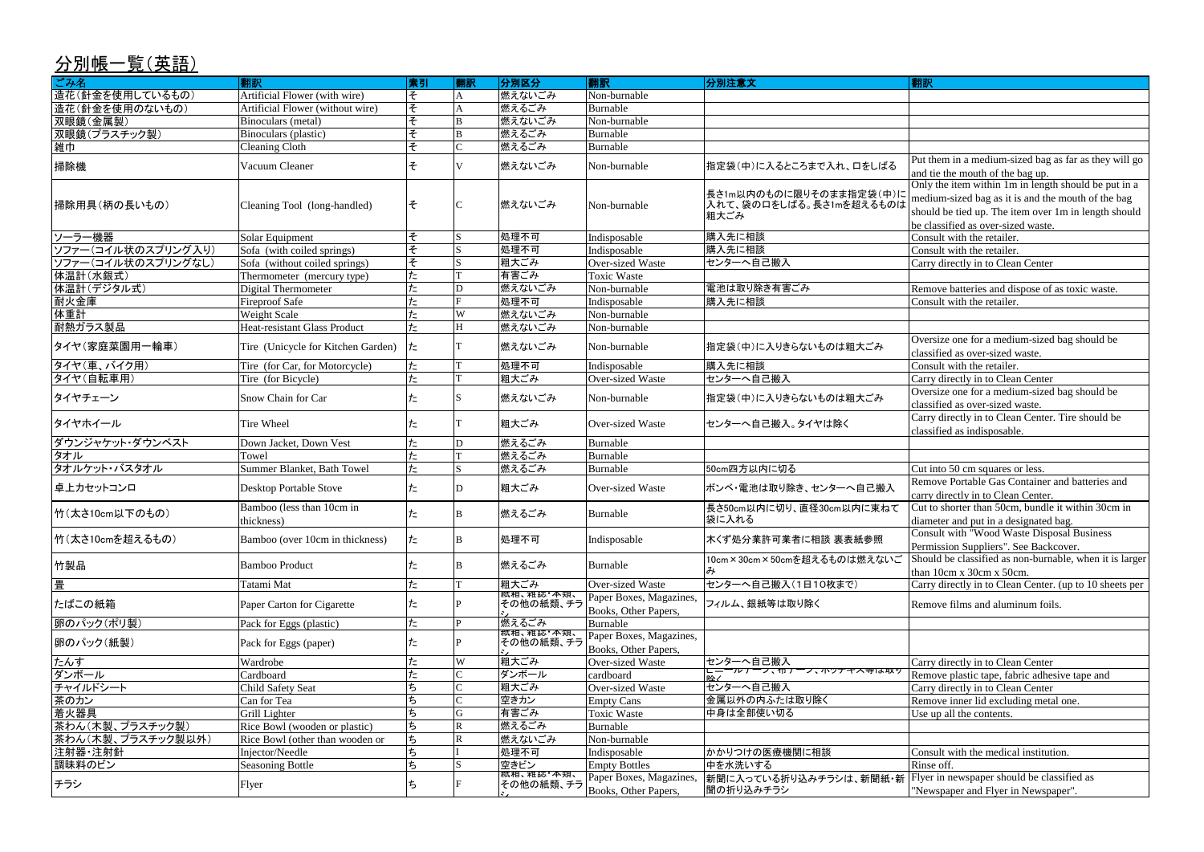## 分別帳一覧（英語）

| ごみ名 | 翻訳 | 索引 | 翻訳 | 分別区分 | 翻訳 | 分別注意文 | 翻訳 |
|---|---|---|---|---|---|---|---|
| 造花（針金を使用しているもの） | Artificial Flower (with wire) | そ | A | 燃えないごみ | Non-burnable | | |
| 造花（針金を使用のないもの） | Artificial Flower (without wire) | そ | A | 燃えるごみ | Burnable | | |
| 双眼鏡（金属製） | Binoculars (metal) | そ | B | 燃えないごみ | Non-burnable | | |
| 双眼鏡（プラスチック製） | Binoculars (plastic) | そ | B | 燃えるごみ | Burnable | | |
| 雑巾 | Cleaning Cloth | そ | C | 燃えるごみ | Burnable | | |
| 掃除機 | Vacuum Cleaner | そ | V | 燃えないごみ | Non-burnable | 指定袋（中）に入るところまで入れ、口をしばる | Put them in a medium-sized bag as far as they will go and tie the mouth of the bag up. |
| 掃除用具（柄の長いもの） | Cleaning Tool (long-handled) | そ | C | 燃えないごみ | Non-burnable | 長さ1m以内のものに限りそのまま指定袋（中）に入れて、袋の口をしばる。長さ1mを超えるものは粗大ごみ | Only the item within 1m in length should be put in a medium-sized bag as it is and the mouth of the bag should be tied up. The item over 1m in length should be classified as over-sized waste. |
| ソーラー機器 | Solar Equipment | そ | S | 処理不可 | Indisposable | 購入先に相談 | Consult with the retailer. |
| ソファー（コイル状のスプリング入り） | Sofa (with coiled springs) | そ | S | 処理不可 | Indisposable | 購入先に相談 | Consult with the retailer. |
| ソファー（コイル状のスプリングなし） | Sofa (without coiled springs) | そ | S | 粗大ごみ | Over-sized Waste | センターへ自己搬入 | Carry directly in to Clean Center |
| 体温計（水銀式） | Thermometer (mercury type) | た | T | 有害ごみ | Toxic Waste | | |
| 体温計（デジタル式） | Digital Thermometer | た | D | 燃えないごみ | Non-burnable | 電池は取り除き有害ごみ | Remove batteries and dispose of as toxic waste. |
| 耐火金庫 | Fireproof Safe | た | F | 処理不可 | Indisposable | 購入先に相談 | Consult with the retailer. |
| 体重計 | Weight Scale | た | W | 燃えないごみ | Non-burnable | | |
| 耐熱ガラス製品 | Heat-resistant Glass Product | た | H | 燃えないごみ | Non-burnable | | |
| タイヤ（家庭菜園用一輪車） | Tire (Unicycle for Kitchen Garden) | た | T | 燃えないごみ | Non-burnable | 指定袋（中）に入りきらないものは粗大ごみ | Oversize one for a medium-sized bag should be classified as over-sized waste. |
| タイヤ（車、バイク用） | Tire (for Car, for Motorcycle) | た | T | 処理不可 | Indisposable | 購入先に相談 | Consult with the retailer. |
| タイヤ（自転車用） | Tire (for Bicycle) | た | T | 粗大ごみ | Over-sized Waste | センターへ自己搬入 | Carry directly in to Clean Center |
| タイヤチェーン | Snow Chain for Car | た | S | 燃えないごみ | Non-burnable | 指定袋（中）に入りきらないものは粗大ごみ | Oversize one for a medium-sized bag should be classified as over-sized waste. |
| タイヤホイール | Tire Wheel | た | T | 粗大ごみ | Over-sized Waste | センターへ自己搬入。タイヤは除く | Carry directly in to Clean Center. Tire should be classified as indisposable. |
| ダウンジャケット・ダウンベスト | Down Jacket, Down Vest | た | D | 燃えるごみ | Burnable | | |
| タオル | Towel | た | T | 燃えるごみ | Burnable | | |
| タオルケット・バスタオル | Summer Blanket, Bath Towel | た | S | 燃えるごみ | Burnable | 50cm四方以内に切る | Cut into 50 cm squares or less. |
| 卓上カセットコンロ | Desktop Portable Stove | た | D | 粗大ごみ | Over-sized Waste | ボンベ・電池は取り除き、センターへ自己搬入 | Remove Portable Gas Container and batteries and carry directly in to Clean Center. |
| 竹（太さ10cm以下のもの） | Bamboo (less than 10cm in thickness) | た | B | 燃えるごみ | Burnable | 長さ50cm以内に切り、直径30cm以内に束ねて袋に入れる | Cut to shorter than 50cm, bundle it within 30cm in diameter and put in a designated bag. |
| 竹（太さ10cmを超えるもの） | Bamboo (over 10cm in thickness) | た | B | 処理不可 | Indisposable | 木くず処分業許可業者に相談 裏表紙参照 | Consult with "Wood Waste Disposal Business Permission Suppliers". See Backcover. |
| 竹製品 | Bamboo Product | た | B | 燃えるごみ | Burnable | 10cm×30cm×50cmを超えるものは燃えないごみ | Should be classified as non-burnable, when it is larger than 10cm x 30cm x 50cm. |
| 畳 | Tatami Mat | た | T | 粗大ごみ | Over-sized Waste | センターへ自己搬入（1日10枚まで） | Carry directly in to Clean Center. (up to 10 sheets per |
| たばこの紙箱 | Paper Carton for Cigarette | た | P | 紙箱、雑誌・本類、その他の紙類、チラシ | Paper Boxes, Magazines, Books, Other Papers, | フィルム、銀紙等は取り除く | Remove films and aluminum foils. |
| 卵のパック（ポリ製） | Pack for Eggs (plastic) | た | P | 燃えるごみ | Burnable | | |
| 卵のパック（紙製） | Pack for Eggs (paper) | た | P | 紙箱、雑誌・本類、その他の紙類、チラシ | Paper Boxes, Magazines, Books, Other Papers, | | |
| たんす | Wardrobe | た | W | 粗大ごみ | Over-sized Waste | センターへ自己搬入 | Carry directly in to Clean Center |
| ダンボール | Cardboard | た | C | ダンボール | cardboard | ビニールテープ、布テープ、ホッチキス等は取り除く | Remove plastic tape, fabric adhesive tape and |
| チャイルドシート | Child Safety Seat | ち | C | 粗大ごみ | Over-sized Waste | センターへ自己搬入 | Carry directly in to Clean Center |
| 茶のカン | Can for Tea | ち | C | 空きカン | Empty Cans | 金属以外の内ふたは取り除く | Remove inner lid excluding metal one. |
| 着火器具 | Grill Lighter | ち | G | 有害ごみ | Toxic Waste | 中身は全部使い切る | Use up all the contents. |
| 茶わん（木製、プラスチック製） | Rice Bowl (wooden or plastic) | ち | R | 燃えるごみ | Burnable | | |
| 茶わん（木製、プラスチック製以外） | Rice Bowl (other than wooden or | ち | R | 燃えないごみ | Non-burnable | | |
| 注射器・注射針 | Injector/Needle | ち | I | 処理不可 | Indisposable | かかりつけの医療機関に相談 | Consult with the medical institution. |
| 調味料のビン | Seasoning Bottle | ち | S | 空きビン | Empty Bottles | 中を水洗いする | Rinse off. |
| チラシ | Flyer | ち | F | 紙箱、雑誌・本類、その他の紙類、チラシ | Paper Boxes, Magazines, Books, Other Papers, | 新聞に入っている折り込みチラシは、新聞紙・新聞の折り込みチラシ | Flyer in newspaper should be classified as "Newspaper and Flyer in Newspaper". |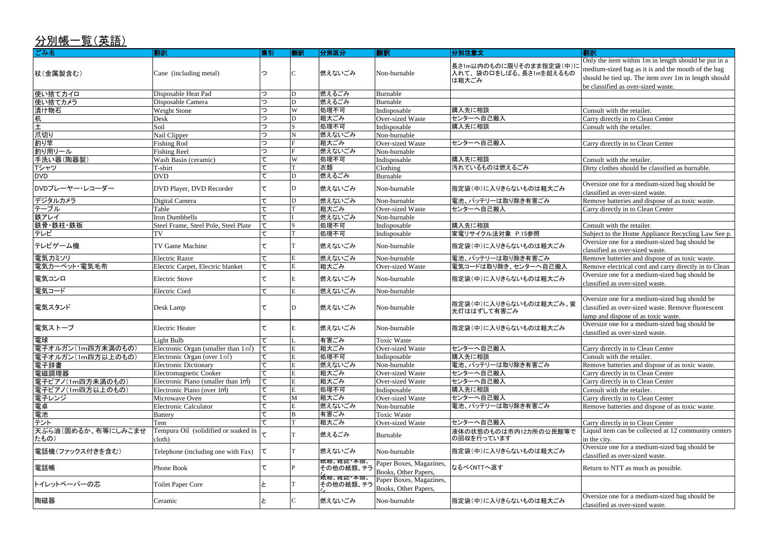# 分別帳一覧(英語)

| ごみ名 | 翻訳 | 索引 | 翻訳 | 分別区分 | 翻訳 | 分別注意文 | 翻訳 |
|---|---|---|---|---|---|---|---|
| 杖(金属製含む) | Cane (including metal) | つ | C | 燃えないごみ | Non-burnable | 長さ1m以内のものに限りそのまま指定袋(中)に入れて、袋の口をしばる。長さ1mを超えるものは粗大ごみ | Only the item within 1m in length should be put in a medium-sized bag as it is and the mouth of the bag should be tied up. The item over 1m in length should be classified as over-sized waste. |
| 使い捨てカイロ | Disposable Heat Pad | つ | D | 燃えるごみ | Burnable | | |
| 使い捨てカメラ | Disposable Camera | つ | D | 燃えるごみ | Burnable | | |
| 漬け物石 | Weight Stone | つ | W | 処理不可 | Indisposable | 購入先に相談 | Consult with the retailer. |
| 机 | Desk | つ | D | 粗大ごみ | Over-sized Waste | センターへ自己搬入 | Carry directly in to Clean Center |
| 土 | Soil | つ | S | 処理不可 | Indisposable | 購入先に相談 | Consult with the retailer. |
| 爪切り | Nail Clipper | つ | N | 燃えないごみ | Non-burnable | | |
| 釣り竿 | Fishing Rod | つ | F | 粗大ごみ | Over-sized Waste | センターへ自己搬入 | Carry directly in to Clean Center |
| 釣り用リール | Fishing Reel | つ | F | 燃えないごみ | Non-burnable | | |
| 手洗い器(陶器製) | Wash Basin (ceramic) | て | W | 処理不可 | Indisposable | 購入先に相談 | Consult with the retailer. |
| Tシャツ | T-shirt | て | T | 衣類 | Clothing | 汚れているものは燃えるごみ | Dirty clothes should be classified as burnable. |
| DVD | DVD | て | D | 燃えるごみ | Burnable | | |
| DVDプレーヤー・レコーダー | DVD Player, DVD Recorder | て | D | 燃えないごみ | Non-burnable | 指定袋(中)に入りきらないものは粗大ごみ | Oversize one for a medium-sized bag should be classified as over-sized waste. |
| デジタルカメラ | Digital Camera | て | D | 燃えないごみ | Non-burnable | 電池、バッテリーは取り除き有害ごみ | Remove batteries and dispose of as toxic waste. |
| テーブル | Table | て | T | 粗大ごみ | Over-sized Waste | センターへ自己搬入 | Carry directly in to Clean Center |
| 鉄アレイ | Iron Dumbbells | て | I | 燃えないごみ | Non-burnable | | |
| 鉄骨・鉄柱・鉄板 | Steel Frame, Steel Pole, Steel Plate | て | S | 処理不可 | Indisposable | 購入先に相談 | Consult with the retailer. |
| テレビ | TV | て | T | 処理不可 | Indisposable | 家電リサイクル法対象 P.15参照 | Subject to the Home Appliance Recycling Law See p. |
| テレビゲーム機 | TV Game Machine | て | T | 燃えないごみ | Non-burnable | 指定袋(中)に入りきらないものは粗大ごみ | Oversize one for a medium-sized bag should be classified as over-sized waste. |
| 電気カミソリ | Electric Razor | て | E | 燃えないごみ | Non-burnable | 電池、バッテリーは取り除き有害ごみ | Remove batteries and dispose of as toxic waste. |
| 電気カーペット・電気毛布 | Electric Carpet, Electric blanket | て | E | 粗大ごみ | Over-sized Waste | 電気コードは取り除き、センターへ自己搬入 | Remove electrical cord and carry directly in to Clean |
| 電気コンロ | Electric Stove | て | E | 燃えないごみ | Non-burnable | 指定袋(中)に入りきらないものは粗大ごみ | Oversize one for a medium-sized bag should be classified as over-sized waste. |
| 電気コード | Electric Cord | て | E | 燃えないごみ | Non-burnable | | |
| 電気スタンド | Desk Lamp | て | D | 燃えないごみ | Non-burnable | 指定袋(中)に入りきらないものは粗大ごみ。蛍光灯ははずして有害ごみ | Oversize one for a medium-sized bag should be classified as over-sized waste. Remove fluorescent lamp and dispose of as toxic waste. |
| 電気ストーブ | Electric Heater | て | E | 燃えないごみ | Non-burnable | 指定袋(中)に入りきらないものは粗大ごみ | Oversize one for a medium-sized bag should be classified as over-sized waste. |
| 電球 | Light Bulb | て | L | 有害ごみ | Toxic Waste | | |
| 電子オルガン(1m四方未満のもの) | Electronic Organ (smaller than 1㎡) | て | E | 粗大ごみ | Over-sized Waste | センターへ自己搬入 | Carry directly in to Clean Center |
| 電子オルガン(1m四方以上のもの) | Electronic Organ (over 1㎡) | て | E | 処理不可 | Indisposable | 購入先に相談 | Consult with the retailer. |
| 電子辞書 | Electronic Dictionary | て | E | 燃えないごみ | Non-burnable | 電池、バッテリーは取り除き有害ごみ | Remove batteries and dispose of as toxic waste. |
| 電磁調理器 | Electromagnetic Cooker | て | E | 粗大ごみ | Over-sized Waste | センターへ自己搬入 | Carry directly in to Clean Center |
| 電子ピアノ(1m四方未満のもの) | Electronic Piano (smaller than 1㎡) | て | E | 粗大ごみ | Over-sized Waste | センターへ自己搬入 | Carry directly in to Clean Center |
| 電子ピアノ(1m四方以上のもの) | Electronic Piano (over 1㎡) | て | E | 処理不可 | Indisposable | 購入先に相談 | Consult with the retailer. |
| 電子レンジ | Microwave Oven | て | M | 粗大ごみ | Over-sized Waste | センターへ自己搬入 | Carry directly in to Clean Center |
| 電卓 | Electronic Calculator | て | E | 燃えないごみ | Non-burnable | 電池、バッテリーは取り除き有害ごみ | Remove batteries and dispose of as toxic waste. |
| 電池 | Battery | て | B | 有害ごみ | Toxic Waste | | |
| テント | Tent | て | T | 粗大ごみ | Over-sized Waste | センターへ自己搬入 | Carry directly in to Clean Center |
| 天ぷら油(固めるか、布等にしみこませたもの) | Tempura Oil (solidified or soaked in cloth) | て | T | 燃えるごみ | Burnable | 液体の状態のものは市内12カ所の公民館等で回収を行っています | Liquid item can be collected at 12 community centers in the city. |
| 電話機(ファックス付きを含む) | Telephone (including one with Fax) | て | T | 燃えないごみ | Non-burnable | 指定袋(中)に入りきらないものは粗大ごみ | Oversize one for a medium-sized bag should be classified as over-sized waste. |
| 電話帳 | Phone Book | て | P | 紙箱、雑誌・本類、その他の紙類、チラシ | Paper Boxes, Magazines, Books, Other Papers, | なるべくNTTへ返す | Return to NTT as much as possible. |
| トイレットペーパーの芯 | Toilet Paper Core | と | T | 紙箱、雑誌・本類、その他の紙類、チラシ | Paper Boxes, Magazines, Books, Other Papers, | | |
| 陶磁器 | Ceramic | と | C | 燃えないごみ | Non-burnable | 指定袋(中)に入りきらないものは粗大ごみ | Oversize one for a medium-sized bag should be classified as over-sized waste. |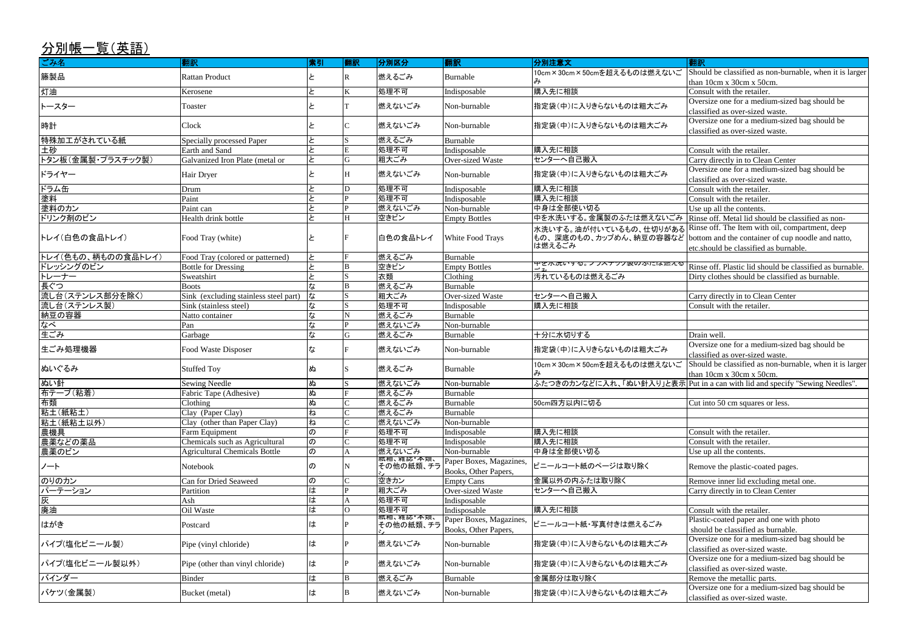## 分別帳一覧（英語）

| ごみ名 | 翻訳 | 索引 | 翻訳 | 分別区分 | 翻訳 | 分別注意文 | 翻訳 |
|---|---|---|---|---|---|---|---|
| 籐製品 | Rattan Product | と | R | 燃えるごみ | Burnable | 10cm×30cm×50cmを超えるものは燃えないごみ | Should be classified as non-burnable, when it is larger than 10cm x 30cm x 50cm. |
| 灯油 | Kerosene | と | K | 処理不可 | Indisposable | 購入先に相談 | Consult with the retailer. |
| トースター | Toaster | と | T | 燃えないごみ | Non-burnable | 指定袋(中)に入りきらないものは粗大ごみ | Oversize one for a medium-sized bag should be classified as over-sized waste. |
| 時計 | Clock | と | C | 燃えないごみ | Non-burnable | 指定袋(中)に入りきらないものは粗大ごみ | Oversize one for a medium-sized bag should be classified as over-sized waste. |
| 特殊加工がされている紙 | Specially processed Paper | と | S | 燃えるごみ | Burnable | | |
| 土砂 | Earth and Sand | と | E | 処理不可 | Indisposable | 購入先に相談 | Consult with the retailer. |
| トタン板(金属製・プラスチック製) | Galvanized Iron Plate (metal or | と | G | 粗大ごみ | Over-sized Waste | センターへ自己搬入 | Carry directly in to Clean Center |
| ドライヤー | Hair Dryer | と | H | 燃えないごみ | Non-burnable | 指定袋(中)に入りきらないものは粗大ごみ | Oversize one for a medium-sized bag should be classified as over-sized waste. |
| ドラム缶 | Drum | と | D | 処理不可 | Indisposable | 購入先に相談 | Consult with the retailer. |
| 塗料 | Paint | と | P | 処理不可 | Indisposable | 購入先に相談 | Consult with the retailer. |
| 塗料のカン | Paint can | と | P | 燃えないごみ | Non-burnable | 中身は全部使い切る | Use up all the contents. |
| ドリンク剤のビン | Health drink bottle | と | H | 空きビン | Empty Bottles | 中を水洗いする。金属製のふたは燃えないごみ | Rinse off. Metal lid should be classified as non- |
| トレイ(白色の食品トレイ) | Food Tray (white) | と | F | 白色の食品トレイ | White Food Trays | 水洗いする。油が付いているもの、仕切りがあるもの、深底のもの、カップめん、納豆の容器などは燃えるごみ | Rinse off. The Item with oil, compartment, deep bottom and the container of cup noodle and natto, etc.should be classified as burnable. |
| トレイ(色もの、柄ものの食品トレイ) | Food Tray (colored or patterned) | と | F | 燃えるごみ | Burnable | | |
| ドレッシングのビン | Bottle for Dressing | と | B | 空きビン | Empty Bottles | 中を水洗いする。プラスチック製のふたは燃えるごみ | Rinse off. Plastic lid should be classified as burnable. |
| トレーナー | Sweatshirt | と | S | 衣類 | Clothing | 汚れているものは燃えるごみ | Dirty clothes should be classified as burnable. |
| 長ぐつ | Boots | な | B | 燃えるごみ | Burnable | | |
| 流し台(ステンレス部分を除く) | Sink (excluding stainless steel part) | な | S | 粗大ごみ | Over-sized Waste | センターへ自己搬入 | Carry directly in to Clean Center |
| 流し台(ステンレス製) | Sink (stainless steel) | な | S | 処理不可 | Indisposable | 購入先に相談 | Consult with the retailer. |
| 納豆の容器 | Natto container | な | N | 燃えるごみ | Burnable | | |
| なべ | Pan | な | P | 燃えないごみ | Non-burnable | | |
| 生ごみ | Garbage | な | G | 燃えるごみ | Burnable | 十分に水切りする | Drain well. |
| 生ごみ処理機器 | Food Waste Disposer | な | F | 燃えないごみ | Non-burnable | 指定袋(中)に入りきらないものは粗大ごみ | Oversize one for a medium-sized bag should be classified as over-sized waste. |
| ぬいぐるみ | Stuffed Toy | ぬ | S | 燃えるごみ | Burnable | 10cm×30cm×50cmを超えるものは燃えないごみ | Should be classified as non-burnable, when it is larger than 10cm x 30cm x 50cm. |
| ぬい針 | Sewing Needle | ぬ | S | 燃えないごみ | Non-burnable | ふたつきのカンなどに入れ、「ぬい針入り」と表示 | Put in a can with lid and specify "Sewing Needles". |
| 布テープ(粘着) | Fabric Tape (Adhesive) | ぬ | F | 燃えるごみ | Burnable | | |
| 布類 | Clothing | ぬ | C | 燃えるごみ | Burnable | 50cm四方以内に切る | Cut into 50 cm squares or less. |
| 粘土(紙粘土) | Clay (Paper Clay) | ね | C | 燃えるごみ | Burnable | | |
| 粘土(紙粘土以外) | Clay (other than Paper Clay) | ね | C | 燃えないごみ | Non-burnable | | |
| 農機具 | Farm Equipment | の | F | 処理不可 | Indisposable | 購入先に相談 | Consult with the retailer. |
| 農薬などの薬品 | Chemicals such as Agricultural | の | C | 処理不可 | Indisposable | 購入先に相談 | Consult with the retailer. |
| 農薬のビン | Agricultural Chemicals Bottle | の | A | 燃えないごみ | Non-burnable | 中身は全部使い切る | Use up all the contents. |
| ノート | Notebook | の | N | 紙箱、雑誌・本類、その他の紙類、チラシ | Paper Boxes, Magazines, Books, Other Papers, | ビニールコート紙のページは取り除く | Remove the plastic-coated pages. |
| のりのカン | Can for Dried Seaweed | の | C | 空きカン | Empty Cans | 金属以外の内ふたは取り除く | Remove inner lid excluding metal one. |
| パーテーション | Partition | は | P | 粗大ごみ | Over-sized Waste | センターへ自己搬入 | Carry directly in to Clean Center |
| 灰 | Ash | は | A | 処理不可 | Indisposable | | |
| 廃油 | Oil Waste | は | O | 処理不可 | Indisposable | 購入先に相談 | Consult with the retailer. |
| はがき | Postcard | は | P | 紙箱、雑誌・本類、その他の紙類、チラシ | Paper Boxes, Magazines, Books, Other Papers, | ビニールコート紙・写真付きは燃えるごみ | Plastic-coated paper and one with photo should be classified as burnable. |
| パイプ(塩化ビニール製) | Pipe (vinyl chloride) | は | P | 燃えないごみ | Non-burnable | 指定袋(中)に入りきらないものは粗大ごみ | Oversize one for a medium-sized bag should be classified as over-sized waste. |
| パイプ(塩化ビニール製以外) | Pipe (other than vinyl chloride) | は | P | 燃えないごみ | Non-burnable | 指定袋(中)に入りきらないものは粗大ごみ | Oversize one for a medium-sized bag should be classified as over-sized waste. |
| バインダー | Binder | は | B | 燃えるごみ | Burnable | 金属部分は取り除く | Remove the metallic parts. |
| バケツ(金属製) | Bucket (metal) | は | B | 燃えないごみ | Non-burnable | 指定袋(中)に入りきらないものは粗大ごみ | Oversize one for a medium-sized bag should be classified as over-sized waste. |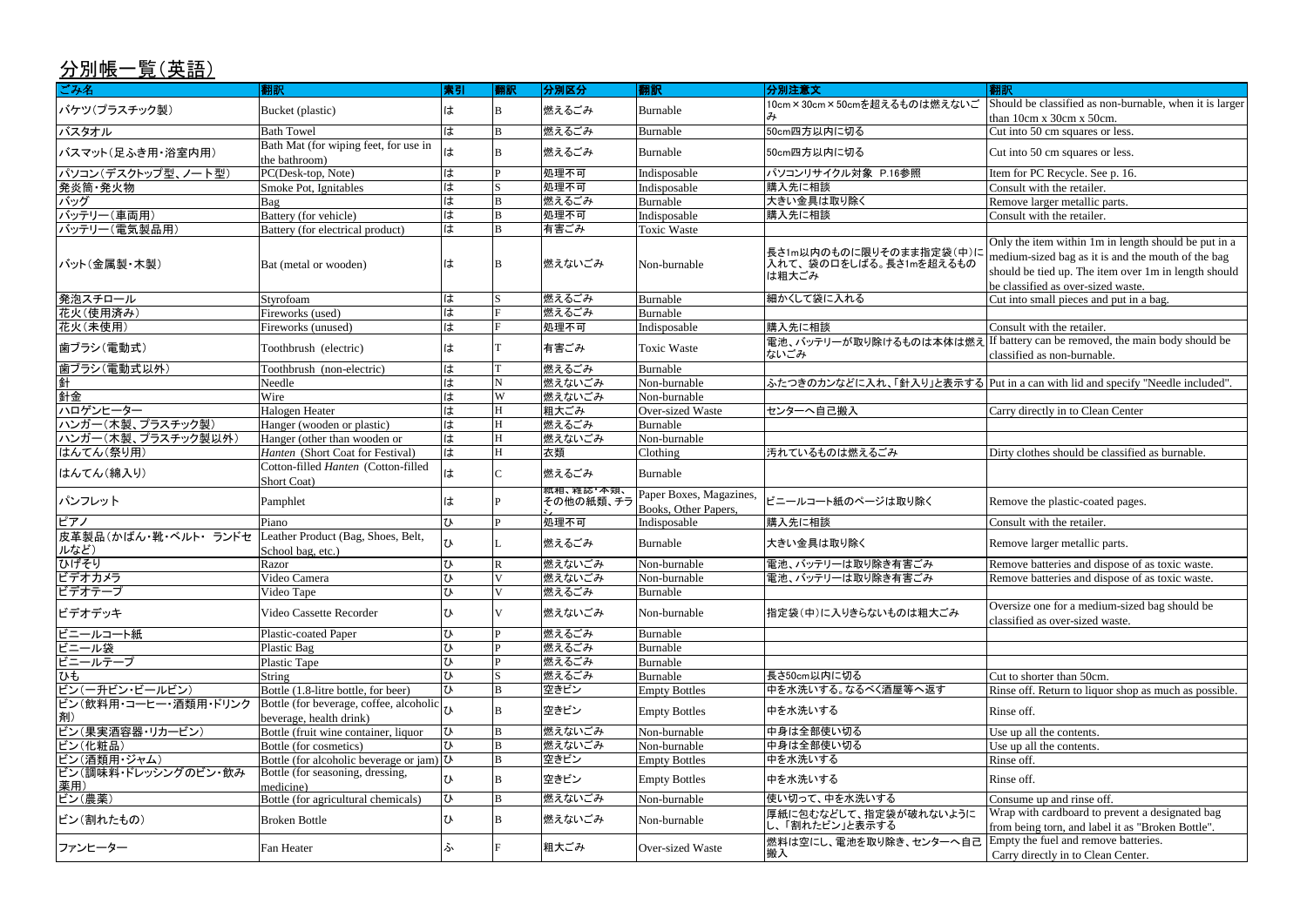## 分別帳一覧(英語)

| ごみ名 | 翻訳 | 索引 | 翻訳 | 分別区分 | 翻訳 | 分別注意文 | 翻訳 |
|---|---|---|---|---|---|---|---|
| バケツ(プラスチック製) | Bucket (plastic) | は | B | 燃えるごみ | Burnable | 10cm×30cm×50cmを超えるものは燃えないごみ | Should be classified as non-burnable, when it is larger than 10cm x 30cm x 50cm. |
| バスタオル | Bath Towel | は | B | 燃えるごみ | Burnable | 50cm四方以内に切る | Cut into 50 cm squares or less. |
| バスマット(足ふき用・浴室内用) | Bath Mat (for wiping feet, for use in the bathroom) | は | B | 燃えるごみ | Burnable | 50cm四方以内に切る | Cut into 50 cm squares or less. |
| パソコン(デスクトップ型、ノート型) | PC(Desk-top, Note) | は | P | 処理不可 | Indisposable | パソコンリサイクル対象 P.16参照 | Item for PC Recycle. See p. 16. |
| 発炎筒・発火物 | Smoke Pot, Ignitables | は | S | 処理不可 | Indisposable | 購入先に相談 | Consult with the retailer. |
| バッグ | Bag | は | B | 燃えるごみ | Burnable | 大きい金具は取り除く | Remove larger metallic parts. |
| バッテリー(車両用) | Battery (for vehicle) | は | B | 処理不可 | Indisposable | 購入先に相談 | Consult with the retailer. |
| バッテリー(電気製品用) | Battery (for electrical product) | は | B | 有害ごみ | Toxic Waste | | |
| バット(金属製・木製) | Bat (metal or wooden) | は | B | 燃えないごみ | Non-burnable | 長さ1m以内のものに限りそのまま指定袋(中)に入れて、袋の口をしばる。長さ1mを超えるものは粗大ごみ | Only the item within 1m in length should be put in a medium-sized bag as it is and the mouth of the bag should be tied up. The item over 1m in length should be classified as over-sized waste. |
| 発泡スチロール | Styrofoam | は | S | 燃えるごみ | Burnable | 細かくして袋に入れる | Cut into small pieces and put in a bag. |
| 花火(使用済み) | Fireworks (used) | は | F | 燃えるごみ | Burnable | | |
| 花火(未使用) | Fireworks (unused) | は | F | 処理不可 | Indisposable | 購入先に相談 | Consult with the retailer. |
| 歯ブラシ(電動式) | Toothbrush (electric) | は | T | 有害ごみ | Toxic Waste | 電池、バッテリーが取り除けるものは本体は燃えないごみ | If battery can be removed, the main body should be classified as non-burnable. |
| 歯ブラシ(電動式以外) | Toothbrush (non-electric) | は | T | 燃えるごみ | Burnable | | |
| 針 | Needle | は | N | 燃えないごみ | Non-burnable | ふたつきのカンなどに入れ、「針入り」と表示する | Put in a can with lid and specify "Needle included". |
| 針金 | Wire | は | W | 燃えないごみ | Non-burnable | | |
| ハロゲンヒーター | Halogen Heater | は | H | 粗大ごみ | Over-sized Waste | センターへ自己搬入 | Carry directly in to Clean Center |
| ハンガー(木製、プラスチック製) | Hanger (wooden or plastic) | は | H | 燃えるごみ | Burnable | | |
| ハンガー(木製、プラスチック製以外) | Hanger (other than wooden or | は | H | 燃えないごみ | Non-burnable | | |
| はんてん(祭り用) | *Hanten* (Short Coat for Festival) | は | H | 衣類 | Clothing | 汚れているものは燃えるごみ | Dirty clothes should be classified as burnable. |
| はんてん(綿入り) | Cotton-filled *Hanten* (Cotton-filled Short Coat) | は | C | 燃えるごみ | Burnable | | |
| パンフレット | Pamphlet | は | P | 紙箱、雑誌・本類、その他の紙類、チラシ | Paper Boxes, Magazines, Books, Other Papers, | ビニールコート紙のページは取り除く | Remove the plastic-coated pages. |
| ピアノ | Piano | ひ | P | 処理不可 | Indisposable | 購入先に相談 | Consult with the retailer. |
| 皮革製品(かばん・靴・ベルト・ランドセルなど) | Leather Product (Bag, Shoes, Belt, School bag, etc.) | ひ | L | 燃えるごみ | Burnable | 大きい金具は取り除く | Remove larger metallic parts. |
| ひげそり | Razor | ひ | R | 燃えないごみ | Non-burnable | 電池、バッテリーは取り除き有害ごみ | Remove batteries and dispose of as toxic waste. |
| ビデオカメラ | Video Camera | ひ | V | 燃えないごみ | Non-burnable | 電池、バッテリーは取り除き有害ごみ | Remove batteries and dispose of as toxic waste. |
| ビデオテープ | Video Tape | ひ | V | 燃えるごみ | Burnable | | |
| ビデオデッキ | Video Cassette Recorder | ひ | V | 燃えないごみ | Non-burnable | 指定袋(中)に入りきらないものは粗大ごみ | Oversize one for a medium-sized bag should be classified as over-sized waste. |
| ビニールコート紙 | Plastic-coated Paper | ひ | P | 燃えるごみ | Burnable | | |
| ビニール袋 | Plastic Bag | ひ | P | 燃えるごみ | Burnable | | |
| ビニールテープ | Plastic Tape | ひ | P | 燃えるごみ | Burnable | | |
| ひも | String | ひ | S | 燃えるごみ | Burnable | 長さ50cm以内に切る | Cut to shorter than 50cm. |
| ビン(一升ビン・ビールビン) | Bottle (1.8-litre bottle, for beer) | ひ | B | 空きビン | Empty Bottles | 中を水洗いする。なるべく酒屋等へ返す | Rinse off. Return to liquor shop as much as possible. |
| ビン(飲料用・コーヒー・酒類用・ドリンク剤) | Bottle (for beverage, coffee, alcoholic beverage, health drink) | ひ | B | 空きビン | Empty Bottles | 中を水洗いする | Rinse off. |
| ビン(果実酒容器・リカービン) | Bottle (fruit wine container, liquor | ひ | B | 燃えないごみ | Non-burnable | 中身は全部使い切る | Use up all the contents. |
| ビン(化粧品) | Bottle (for cosmetics) | ひ | B | 燃えないごみ | Non-burnable | 中身は全部使い切る | Use up all the contents. |
| ビン(酒類用・ジャム) | Bottle (for alcoholic beverage or jam) | ひ | B | 空きビン | Empty Bottles | 中を水洗いする | Rinse off. |
| ビン(調味料・ドレッシングのビン・飲み薬用) | Bottle (for seasoning, dressing, medicine) | ひ | B | 空きビン | Empty Bottles | 中を水洗いする | Rinse off. |
| ビン(農薬) | Bottle (for agricultural chemicals) | ひ | B | 燃えないごみ | Non-burnable | 使い切って、中を水洗いする | Consume up and rinse off. |
| ビン(割れたもの) | Broken Bottle | ひ | B | 燃えないごみ | Non-burnable | 厚紙に包むなどして、指定袋が破れないようにし、「割れたビン」と表示する | Wrap with cardboard to prevent a designated bag from being torn, and label it as "Broken Bottle". |
| ファンヒーター | Fan Heater | ふ | F | 粗大ごみ | Over-sized Waste | 燃料は空にし、電池を取り除き、センターへ自己搬入 | Empty the fuel and remove batteries. Carry directly in to Clean Center. |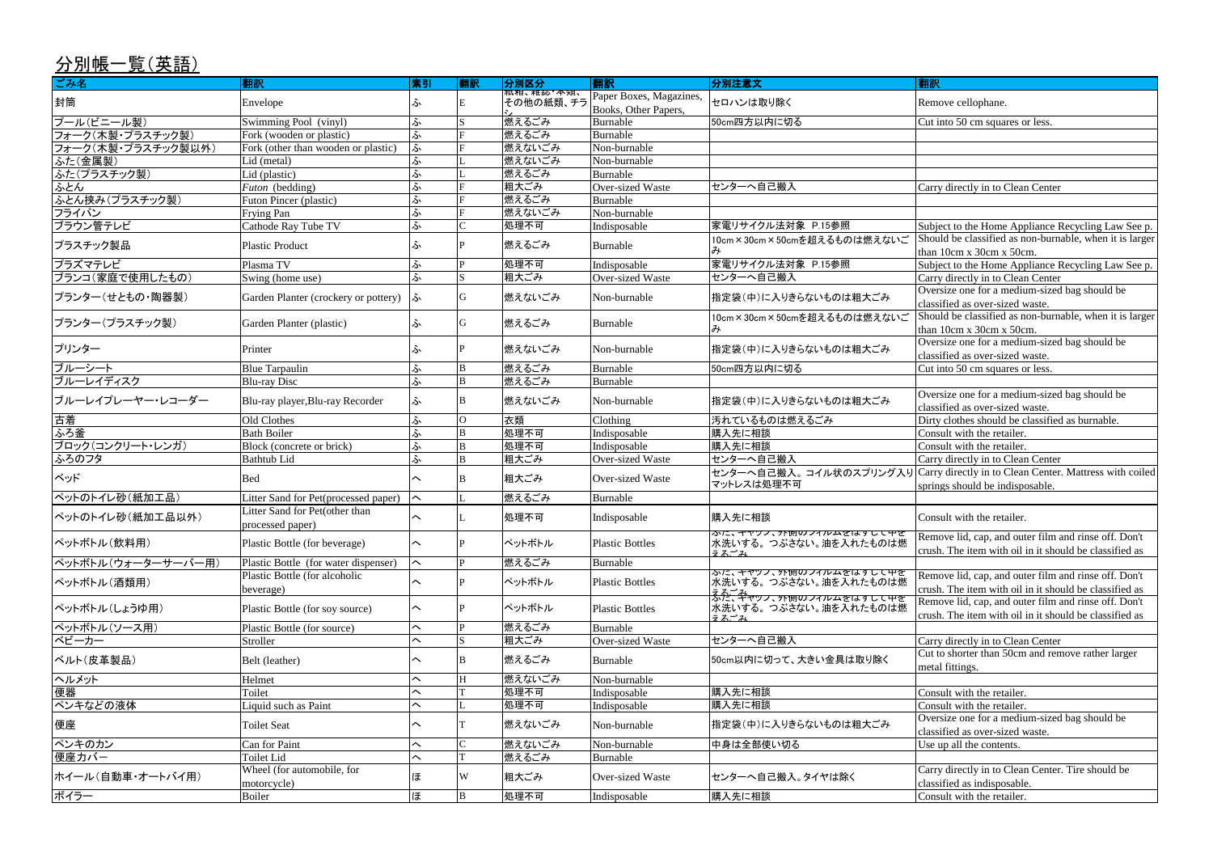## 分別帳一覧（英語）

| ごみ名 | 翻訳 | 索引 | 翻訳 | 分別区分 | 翻訳 | 分別注意文 | 翻訳 |
|---|---|---|---|---|---|---|---|
| 封筒 | Envelope | ふ | E | 紙箱、雑誌・本類、その他の紙類、チラシ | Paper Boxes, Magazines, Books, Other Papers, | セロハンは取り除く | Remove cellophane. |
| プール(ビニール製) | Swimming Pool (vinyl) | ふ | S | 燃えるごみ | Burnable | 50cm四方以内に切る | Cut into 50 cm squares or less. |
| フォーク(木製・プラスチック製) | Fork (wooden or plastic) | ふ | F | 燃えるごみ | Burnable | | |
| フォーク(木製・プラスチック製以外) | Fork (other than wooden or plastic) | ふ | F | 燃えないごみ | Non-burnable | | |
| ふた(金属製) | Lid (metal) | ふ | L | 燃えないごみ | Non-burnable | | |
| ふた(プラスチック製) | Lid (plastic) | ふ | L | 燃えるごみ | Burnable | | |
| ふとん | *Futon* (bedding) | ふ | F | 粗大ごみ | Over-sized Waste | センターへ自己搬入 | Carry directly in to Clean Center |
| ふとん挟み(プラスチック製) | Futon Pincer (plastic) | ふ | F | 燃えるごみ | Burnable | | |
| フライパン | Frying Pan | ふ | F | 燃えないごみ | Non-burnable | | |
| ブラウン管テレビ | Cathode Ray Tube TV | ふ | C | 処理不可 | Indisposable | 家電リサイクル法対象 P.15参照 | Subject to the Home Appliance Recycling Law See p. |
| プラスチック製品 | Plastic Product | ふ | P | 燃えるごみ | Burnable | 10cm×30cm×50cmを超えるものは燃えないごみ | Should be classified as non-burnable, when it is larger than 10cm x 30cm x 50cm. |
| プラズマテレビ | Plasma TV | ふ | P | 処理不可 | Indisposable | 家電リサイクル法対象 P.15参照 | Subject to the Home Appliance Recycling Law See p. |
| ブランコ(家庭で使用したもの) | Swing (home use) | ふ | S | 粗大ごみ | Over-sized Waste | センターへ自己搬入 | Carry directly in to Clean Center |
| プランター(せともの・陶器製) | Garden Planter (crockery or pottery) | ふ | G | 燃えないごみ | Non-burnable | 指定袋(中)に入りきらないものは粗大ごみ | Oversize one for a medium-sized bag should be classified as over-sized waste. |
| プランター(プラスチック製) | Garden Planter (plastic) | ふ | G | 燃えるごみ | Burnable | 10cm×30cm×50cmを超えるものは燃えないごみ | Should be classified as non-burnable, when it is larger than 10cm x 30cm x 50cm. |
| プリンター | Printer | ふ | P | 燃えないごみ | Non-burnable | 指定袋(中)に入りきらないものは粗大ごみ | Oversize one for a medium-sized bag should be classified as over-sized waste. |
| ブルーシート | Blue Tarpaulin | ふ | B | 燃えるごみ | Burnable | 50cm四方以内に切る | Cut into 50 cm squares or less. |
| ブルーレイディスク | Blu-ray Disc | ふ | B | 燃えるごみ | Burnable | | |
| ブルーレイプレーヤー・レコーダー | Blu-ray player,Blu-ray Recorder | ふ | B | 燃えないごみ | Non-burnable | 指定袋(中)に入りきらないものは粗大ごみ | Oversize one for a medium-sized bag should be classified as over-sized waste. |
| 古着 | Old Clothes | ふ | O | 衣類 | Clothing | 汚れているものは燃えるごみ | Dirty clothes should be classified as burnable. |
| ふろ釜 | Bath Boiler | ふ | B | 処理不可 | Indisposable | 購入先に相談 | Consult with the retailer. |
| ブロック(コンクリート・レンガ) | Block (concrete or brick) | ふ | B | 処理不可 | Indisposable | 購入先に相談 | Consult with the retailer. |
| ふろのフタ | Bathtub Lid | ふ | B | 粗大ごみ | Over-sized Waste | センターへ自己搬入 | Carry directly in to Clean Center |
| ベッド | Bed | へ | B | 粗大ごみ | Over-sized Waste | センターへ自己搬入。コイル状のスプリング入りマットレスは処理不可 | Carry directly in to Clean Center. Mattress with coiled springs should be indisposable. |
| ペットのトイレ砂(紙加工品) | Litter Sand for Pet(processed paper) | へ | L | 燃えるごみ | Burnable | | |
| ペットのトイレ砂(紙加工品以外) | Litter Sand for Pet(other than processed paper) | へ | L | 処理不可 | Indisposable | 購入先に相談 | Consult with the retailer. |
| ペットボトル(飲料用) | Plastic Bottle (for beverage) | へ | P | ペットボトル | Plastic Bottles | ふた、キャップ、外側のフィルムをはずして中を水洗いする。つぶさない。油を入れたものは燃えるごみ | Remove lid, cap, and outer film and rinse off. Don't crush. The item with oil in it should be classified as |
| ペットボトル(ウォーターサーバー用) | Plastic Bottle (for water dispenser) | へ | P | 燃えるごみ | Burnable | | |
| ペットボトル(酒類用) | Plastic Bottle (for alcoholic beverage) | へ | P | ペットボトル | Plastic Bottles | ふた、キャップ、外側のフィルムをはずして中を水洗いする。つぶさない。油を入れたものは燃えるごみ | Remove lid, cap, and outer film and rinse off. Don't crush. The item with oil in it should be classified as |
| ペットボトル(しょうゆ用) | Plastic Bottle (for soy source) | へ | P | ペットボトル | Plastic Bottles | ふた、キャップ、外側のフィルムをはずして中を水洗いする。つぶさない。油を入れたものは燃えるごみ | Remove lid, cap, and outer film and rinse off. Don't crush. The item with oil in it should be classified as |
| ペットボトル(ソース用) | Plastic Bottle (for source) | へ | P | 燃えるごみ | Burnable | | |
| ベビーカー | Stroller | へ | S | 粗大ごみ | Over-sized Waste | センターへ自己搬入 | Carry directly in to Clean Center |
| ベルト(皮革製品) | Belt (leather) | へ | B | 燃えるごみ | Burnable | 50cm以内に切って、大きい金具は取り除く | Cut to shorter than 50cm and remove rather larger metal fittings. |
| ヘルメット | Helmet | へ | H | 燃えないごみ | Non-burnable | | |
| 便器 | Toilet | へ | T | 処理不可 | Indisposable | 購入先に相談 | Consult with the retailer. |
| ペンキなどの液体 | Liquid such as Paint | へ | L | 処理不可 | Indisposable | 購入先に相談 | Consult with the retailer. |
| 便座 | Toilet Seat | へ | T | 燃えないごみ | Non-burnable | 指定袋(中)に入りきらないものは粗大ごみ | Oversize one for a medium-sized bag should be classified as over-sized waste. |
| ペンキのカン | Can for Paint | へ | C | 燃えないごみ | Non-burnable | 中身は全部使い切る | Use up all the contents. |
| 便座カバー | Toilet Lid | へ | T | 燃えるごみ | Burnable | | |
| ホイール(自動車・オートバイ用) | Wheel (for automobile, for motorcycle) | ほ | W | 粗大ごみ | Over-sized Waste | センターへ自己搬入。タイヤは除く | Carry directly in to Clean Center. Tire should be classified as indisposable. |
| ボイラー | Boiler | ほ | B | 処理不可 | Indisposable | 購入先に相談 | Consult with the retailer. |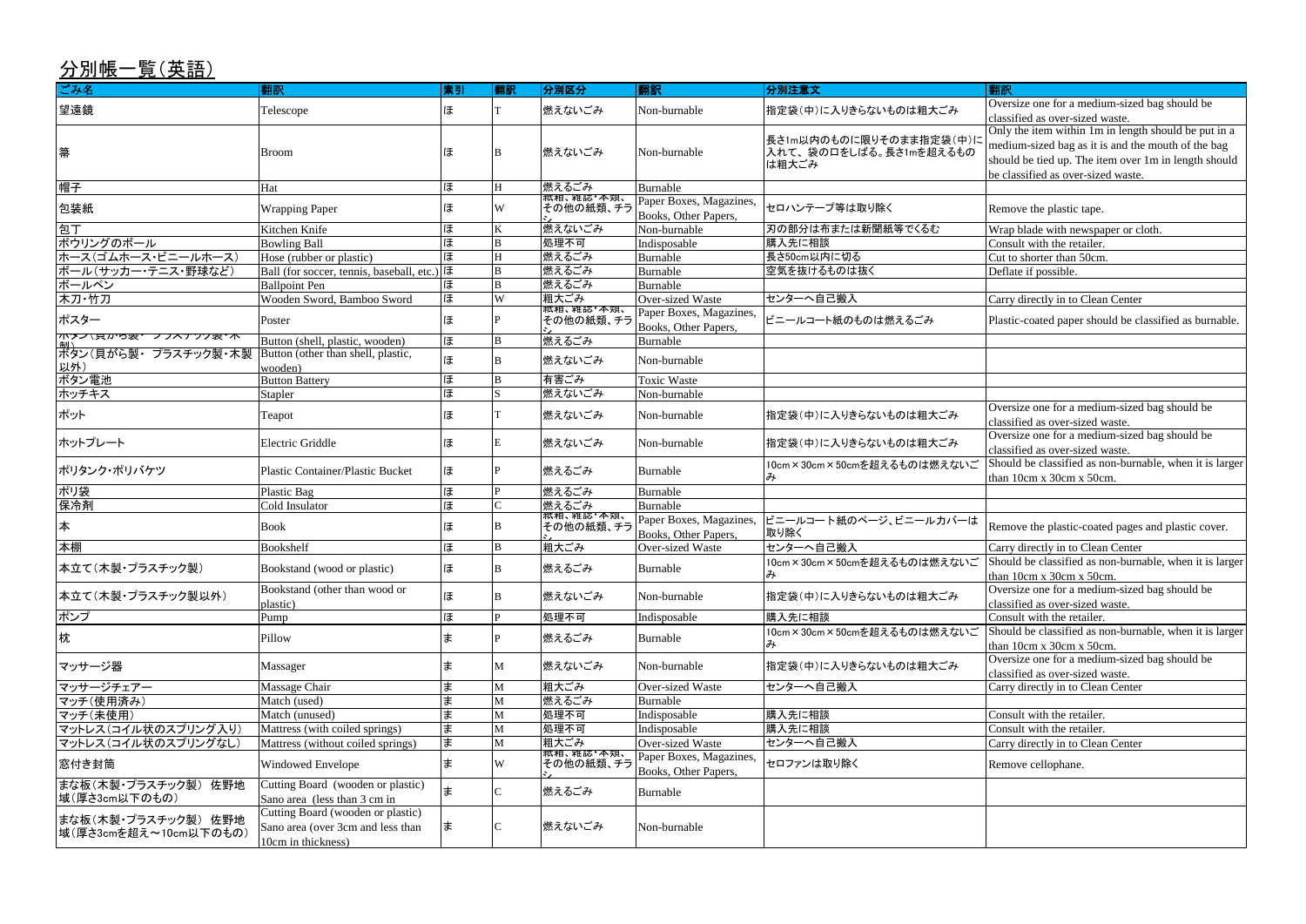## 分別帳一覧(英語)

| ごみ名 | 翻訳 | 索引 | 翻訳 | 分別区分 | 翻訳 | 分別注意文 | 翻訳 |
|---|---|---|---|---|---|---|---|
| 望遠鏡 | Telescope | ほ | T | 燃えないごみ | Non-burnable | 指定袋(中)に入りきらないものは粗大ごみ | Oversize one for a medium-sized bag should be classified as over-sized waste. |
| 箒 | Broom | ほ | B | 燃えないごみ | Non-burnable | 長さ1m以内のものに限りそのまま指定袋(中)に入れて、袋の口をしばる。長さ1mを超えるものは粗大ごみ | Only the item within 1m in length should be put in a medium-sized bag as it is and the mouth of the bag should be tied up. The item over 1m in length should be classified as over-sized waste. |
| 帽子 | Hat | ほ | H | 燃えるごみ | Burnable | | |
| 包装紙 | Wrapping Paper | ほ | W | 紙箱、雑誌・本類、その他の紙類、チラシ | Paper Boxes, Magazines, Books, Other Papers, | セロハンテープ等は取り除く | Remove the plastic tape. |
| 包丁 | Kitchen Knife | ほ | K | 燃えないごみ | Non-burnable | 刃の部分は布または新聞紙等でくるむ | Wrap blade with newspaper or cloth. |
| ボウリングのボール | Bowling Ball | ほ | B | 処理不可 | Indisposable | 購入先に相談 | Consult with the retailer. |
| ホース(ゴムホース・ビニールホース) | Hose (rubber or plastic) | ほ | H | 燃えるごみ | Burnable | 長さ50cm以内に切る | Cut to shorter than 50cm. |
| ボール(サッカー・テニス・野球など) | Ball (for soccer, tennis, baseball, etc.) | ほ | B | 燃えるごみ | Burnable | 空気を抜けるものは抜く | Deflate if possible. |
| ボールペン | Ballpoint Pen | ほ | B | 燃えるごみ | Burnable | | |
| 木刀・竹刀 | Wooden Sword, Bamboo Sword | ほ | W | 粗大ごみ | Over-sized Waste | センターへ自己搬入 | Carry directly in to Clean Center |
| ポスター | Poster | ほ | P | 紙箱、雑誌・本類、その他の紙類、チラシ | Paper Boxes, Magazines, Books, Other Papers, | ビニールコート紙のものは燃えるごみ | Plastic-coated paper should be classified as burnable. |
| ボタン(貝がら製・プラスチック製・木製) | Button (shell, plastic, wooden) | ほ | B | 燃えるごみ | Burnable | | |
| ボタン(貝がら製・プラスチック製・木製以外) | Button (other than shell, plastic, wooden) | ほ | B | 燃えないごみ | Non-burnable | | |
| ボタン電池 | Button Battery | ほ | B | 有害ごみ | Toxic Waste | | |
| ホッチキス | Stapler | ほ | S | 燃えないごみ | Non-burnable | | |
| ポット | Teapot | ほ | T | 燃えないごみ | Non-burnable | 指定袋(中)に入りきらないものは粗大ごみ | Oversize one for a medium-sized bag should be classified as over-sized waste. |
| ホットプレート | Electric Griddle | ほ | E | 燃えないごみ | Non-burnable | 指定袋(中)に入りきらないものは粗大ごみ | Oversize one for a medium-sized bag should be classified as over-sized waste. |
| ポリタンク・ポリバケツ | Plastic Container/Plastic Bucket | ほ | P | 燃えるごみ | Burnable | 10cm×30cm×50cmを超えるものは燃えないごみ | Should be classified as non-burnable, when it is larger than 10cm x 30cm x 50cm. |
| ポリ袋 | Plastic Bag | ほ | P | 燃えるごみ | Burnable | | |
| 保冷剤 | Cold Insulator | ほ | C | 燃えるごみ | Burnable | | |
| 本 | Book | ほ | B | 紙箱、雑誌・本類、その他の紙類、チラシ | Paper Boxes, Magazines, Books, Other Papers, | ビニールコート紙のページ、ビニールカバーは取り除く | Remove the plastic-coated pages and plastic cover. |
| 本棚 | Bookshelf | ほ | B | 粗大ごみ | Over-sized Waste | センターへ自己搬入 | Carry directly in to Clean Center |
| 本立て(木製・プラスチック製) | Bookstand (wood or plastic) | ほ | B | 燃えるごみ | Burnable | 10cm×30cm×50cmを超えるものは燃えないごみ | Should be classified as non-burnable, when it is larger than 10cm x 30cm x 50cm. |
| 本立て(木製・プラスチック製以外) | Bookstand (other than wood or plastic) | ほ | B | 燃えないごみ | Non-burnable | 指定袋(中)に入りきらないものは粗大ごみ | Oversize one for a medium-sized bag should be classified as over-sized waste. |
| ポンプ | Pump | ほ | P | 処理不可 | Indisposable | 購入先に相談 | Consult with the retailer. |
| 枕 | Pillow | ま | P | 燃えるごみ | Burnable | 10cm×30cm×50cmを超えるものは燃えないごみ | Should be classified as non-burnable, when it is larger than 10cm x 30cm x 50cm. |
| マッサージ器 | Massager | ま | M | 燃えないごみ | Non-burnable | 指定袋(中)に入りきらないものは粗大ごみ | Oversize one for a medium-sized bag should be classified as over-sized waste. |
| マッサージチェアー | Massage Chair | ま | M | 粗大ごみ | Over-sized Waste | センターへ自己搬入 | Carry directly in to Clean Center |
| マッチ(使用済み) | Match (used) | ま | M | 燃えるごみ | Burnable | | |
| マッチ(未使用) | Match (unused) | ま | M | 処理不可 | Indisposable | 購入先に相談 | Consult with the retailer. |
| マットレス(コイル状のスプリング入り) | Mattress (with coiled springs) | ま | M | 処理不可 | Indisposable | 購入先に相談 | Consult with the retailer. |
| マットレス(コイル状のスプリングなし) | Mattress (without coiled springs) | ま | M | 粗大ごみ | Over-sized Waste | センターへ自己搬入 | Carry directly in to Clean Center |
| 窓付き封筒 | Windowed Envelope | ま | W | 紙箱、雑誌・本類、その他の紙類、チラシ | Paper Boxes, Magazines, Books, Other Papers, | セロファンは取り除く | Remove cellophane. |
| まな板(木製・プラスチック製) 佐野地域(厚さ3cm以下のもの) | Cutting Board (wooden or plastic) Sano area (less than 3 cm in | ま | C | 燃えるごみ | Burnable | | |
| まな板(木製・プラスチック製) 佐野地域(厚さ3cmを超え～10cm以下のもの) | Cutting Board (wooden or plastic) Sano area (over 3cm and less than 10cm in thickness) | ま | C | 燃えないごみ | Non-burnable | | |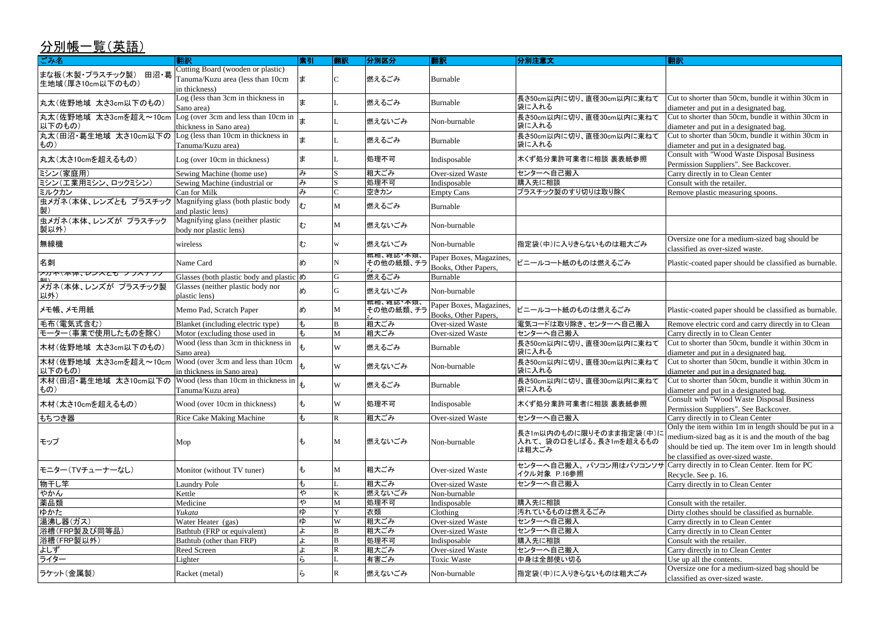## 分別帳一覧（英語）

| ごみ名 | 翻訳 | 索引 | 翻訳 | 分別区分 | 翻訳 | 分別注意文 | 翻訳 |
|---|---|---|---|---|---|---|---|
| まな板（木製・プラスチック製） 田沼・葛生地域（厚さ10cm以下のもの） | Cutting Board (wooden or plastic) Tanuma/Kuzu area (less than 10cm in thickness) | ま | C | 燃えるごみ | Burnable | | |
| 丸太（佐野地域 太さ3cm以下のもの） | Log (less than 3cm in thickness in Sano area) | ま | L | 燃えるごみ | Burnable | 長さ50cm以内に切り、直径30cm以内に束ねて袋に入れる | Cut to shorter than 50cm, bundle it within 30cm in diameter and put in a designated bag. |
| 丸太（佐野地域 太さ3cmを超え～10cm以下のもの） | Log (over 3cm and less than 10cm in thickness in Sano area) | ま | L | 燃えないごみ | Non-burnable | 長さ50cm以内に切り、直径30cm以内に束ねて袋に入れる | Cut to shorter than 50cm, bundle it within 30cm in diameter and put in a designated bag. |
| 丸太（田沼・葛生地域 太さ10cm以下のもの） | Log (less than 10cm in thickness in Tanuma/Kuzu area) | ま | L | 燃えるごみ | Burnable | 長さ50cm以内に切り、直径30cm以内に束ねて袋に入れる | Cut to shorter than 50cm, bundle it within 30cm in diameter and put in a designated bag. |
| 丸太（太さ10cmを超えるもの） | Log (over 10cm in thickness) | ま | L | 処理不可 | Indisposable | 木くず処分業許可業者に相談 裏表紙参照 | Consult with "Wood Waste Disposal Business Permission Suppliers". See Backcover. |
| ミシン（家庭用） | Sewing Machine (home use) | み | S | 粗大ごみ | Over-sized Waste | センターへ自己搬入 | Carry directly in to Clean Center |
| ミシン（工業用ミシン、ロックミシン） | Sewing Machine (industrial or | み | S | 処理不可 | Indisposable | 購入先に相談 | Consult with the retailer. |
| ミルクカン | Can for Milk | み | C | 空きカン | Empty Cans | プラスチック製のすり切りは取り除く | Remove plastic measuring spoons. |
| 虫メガネ（本体、レンズとも プラスチック製） | Magnifying glass (both plastic body and plastic lens) | む | M | 燃えるごみ | Burnable | | |
| 虫メガネ（本体、レンズが プラスチック製以外） | Magnifying glass (neither plastic body nor plastic lens) | む | M | 燃えないごみ | Non-burnable | | |
| 無線機 | wireless | む | w | 燃えないごみ | Non-burnable | 指定袋（中）に入りきらないものは粗大ごみ | Oversize one for a medium-sized bag should be classified as over-sized waste. |
| 名刺 | Name Card | め | N | 紙箱、雑誌・本類、その他の紙類、チラシ | Paper Boxes, Magazines, Books, Other Papers, | ビニールコート紙のものは燃えるごみ | Plastic-coated paper should be classified as burnable. |
| メガネ（本体、レンズとも プラスチック製） | Glasses (both plastic body and plastic | め | G | 燃えるごみ | Burnable | | |
| メガネ（本体、レンズが プラスチック製以外） | Glasses (neither plastic body nor plastic lens) | め | G | 燃えないごみ | Non-burnable | | |
| メモ帳、メモ用紙 | Memo Pad, Scratch Paper | め | M | 紙箱、雑誌・本類、その他の紙類、チラシ | Paper Boxes, Magazines, Books, Other Papers, | ビニールコート紙のものは燃えるごみ | Plastic-coated paper should be classified as burnable. |
| 毛布（電気式含む） | Blanket (including electric type) | も | B | 粗大ごみ | Over-sized Waste | 電気コードは取り除き、センターへ自己搬入 | Remove electric cord and carry directly in to Clean |
| モーター（事業で使用したものを除く） | Motor (excluding those used in | も | M | 粗大ごみ | Over-sized Waste | センターへ自己搬入 | Carry directly in to Clean Center |
| 木材（佐野地域 太さ3cm以下のもの） | Wood (less than 3cm in thickness in Sano area) | も | W | 燃えるごみ | Burnable | 長さ50cm以内に切り、直径30cm以内に束ねて袋に入れる | Cut to shorter than 50cm, bundle it within 30cm in diameter and put in a designated bag. |
| 木材（佐野地域 太さ3cmを超え～10cm以下のもの） | Wood (over 3cm and less than 10cm in thickness in Sano area) | も | W | 燃えないごみ | Non-burnable | 長さ50cm以内に切り、直径30cm以内に束ねて袋に入れる | Cut to shorter than 50cm, bundle it within 30cm in diameter and put in a designated bag. |
| 木材（田沼・葛生地域 太さ10cm以下のもの） | Wood (less than 10cm in thickness in Tanuma/Kuzu area) | も | W | 燃えるごみ | Burnable | 長さ50cm以内に切り、直径30cm以内に束ねて袋に入れる | Cut to shorter than 50cm, bundle it within 30cm in diameter and put in a designated bag. |
| 木材（太さ10cmを超えるもの） | Wood (over 10cm in thickness) | も | W | 処理不可 | Indisposable | 木くず処分業許可業者に相談 裏表紙参照 | Consult with "Wood Waste Disposal Business Permission Suppliers". See Backcover. |
| もちつき器 | Rice Cake Making Machine | も | R | 粗大ごみ | Over-sized Waste | センターへ自己搬入 | Carry directly in to Clean Center |
| モップ | Mop | も | M | 燃えないごみ | Non-burnable | 長さ1m以内のものに限りそのまま指定袋（中）に入れて、袋の口をしばる。長さ1mを超えるものは粗大ごみ | Only the item within 1m in length should be put in a medium-sized bag as it is and the mouth of the bag should be tied up. The item over 1m in length should be classified as over-sized waste. |
| モニター（TVチューナーなし） | Monitor (without TV tuner) | も | M | 粗大ごみ | Over-sized Waste | センターへ自己搬入。パソコン用はパソコンリサイクル対象 P.16参照 | Carry directly in to Clean Center. Item for PC Recycle. See p. 16. |
| 物干し竿 | Laundry Pole | も | L | 粗大ごみ | Over-sized Waste | センターへ自己搬入 | Carry directly in to Clean Center |
| やかん | Kettle | や | K | 燃えないごみ | Non-burnable | | |
| 薬品類 | Medicine | や | M | 処理不可 | Indisposable | 購入先に相談 | Consult with the retailer. |
| ゆかた | *Yukata* | ゆ | Y | 衣類 | Clothing | 汚れているものは燃えるごみ | Dirty clothes should be classified as burnable. |
| 湯沸し器（ガス） | Water Heater (gas) | ゆ | W | 粗大ごみ | Over-sized Waste | センターへ自己搬入 | Carry directly in to Clean Center |
| 浴槽（FRP製及び同等品） | Bathtub (FRP or equivalent) | よ | B | 粗大ごみ | Over-sized Waste | センターへ自己搬入 | Carry directly in to Clean Center |
| 浴槽（FRP製以外） | Bathtub (other than FRP) | よ | B | 処理不可 | Indisposable | 購入先に相談 | Consult with the retailer. |
| よしず | Reed Screen | よ | R | 粗大ごみ | Over-sized Waste | センターへ自己搬入 | Carry directly in to Clean Center |
| ライター | Lighter | ら | L | 有害ごみ | Toxic Waste | 中身は全部使い切る | Use up all the contents. |
| ラケット（金属製） | Racket (metal) | ら | R | 燃えないごみ | Non-burnable | 指定袋（中）に入りきらないものは粗大ごみ | Oversize one for a medium-sized bag should be classified as over-sized waste. |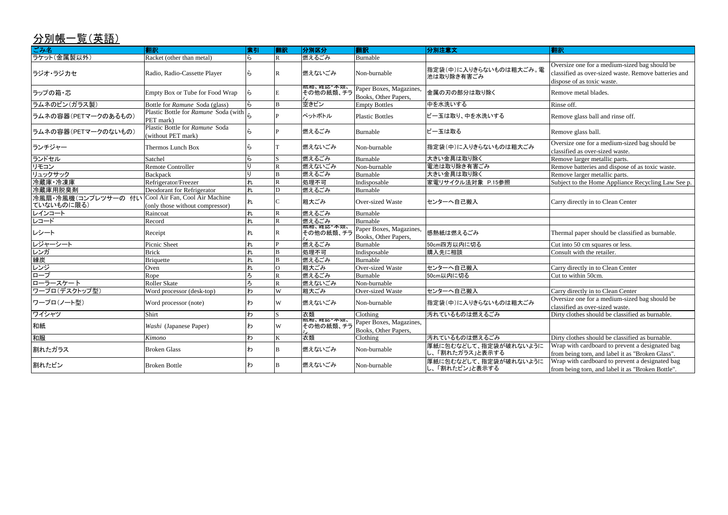## 分別帳一覧（英語）

| ごみ名 | 翻訳 | 索引 | 翻訳 | 分別区分 | 翻訳 | 分別注意文 | 翻訳 |
|---|---|---|---|---|---|---|---|
| ラケット（金属製以外） | Racket (other than metal) | ら | R | 燃えるごみ | Burnable | | |
| ラジオ・ラジカセ | Radio, Radio-Cassette Player | ら | R | 燃えないごみ | Non-burnable | 指定袋（中）に入りきらないものは粗大ごみ。電池は取り除き有害ごみ | Oversize one for a medium-sized bag should be classified as over-sized waste. Remove batteries and dispose of as toxic waste. |
| ラップの箱・芯 | Empty Box or Tube for Food Wrap | ら | E | 紙箱、雑誌・本類、その他の紙類、チラシ | Paper Boxes, Magazines, Books, Other Papers, | 金属の刃の部分は取り除く | Remove metal blades. |
| ラムネのビン（ガラス製） | Bottle for *Ramune* Soda (glass) | ら | B | 空きビン | Empty Bottles | 中を水洗いする | Rinse off. |
| ラムネの容器（PETマークのあるもの） | Plastic Bottle for *Ramune* Soda (with PET mark) | ら | P | ペットボトル | Plastic Bottles | ビー玉は取り、中を水洗いする | Remove glass ball and rinse off. |
| ラムネの容器（PETマークのないもの） | Plastic Bottle for *Ramune* Soda (without PET mark) | ら | P | 燃えるごみ | Burnable | ビー玉は取る | Remove glass ball. |
| ランチジャー | Thermos Lunch Box | ら | T | 燃えないごみ | Non-burnable | 指定袋（中）に入りきらないものは粗大ごみ | Oversize one for a medium-sized bag should be classified as over-sized waste. |
| ランドセル | Satchel | ら | S | 燃えるごみ | Burnable | 大きい金具は取り除く | Remove larger metallic parts. |
| リモコン | Remote Controller | り | R | 燃えないごみ | Non-burnable | 電池は取り除き有害ごみ | Remove batteries and dispose of as toxic waste. |
| リュックサック | Backpack | り | B | 燃えるごみ | Burnable | 大きい金具は取り除く | Remove larger metallic parts. |
| 冷蔵庫・冷凍庫 | Refrigerator/Freezer | れ | R | 処理不可 | Indisposable | 家電リサイクル法対象 P.15参照 | Subject to the Home Appliance Recycling Law See p. |
| 冷蔵庫用脱臭剤 | Deodorant for Refrigerator | れ | D | 燃えるごみ | Burnable | | |
| 冷風扇・冷風機（コンプレッサーの 付いていないものに限る） | Cool Air Fan, Cool Air Machine (only those without compressor) | れ | C | 粗大ごみ | Over-sized Waste | センターへ自己搬入 | Carry directly in to Clean Center |
| レインコート | Raincoat | れ | R | 燃えるごみ | Burnable | | |
| レコード | Record | れ | R | 燃えるごみ | Burnable | | |
| レシート | Receipt | れ | R | 紙箱、雑誌・本類、その他の紙類、チラシ | Paper Boxes, Magazines, Books, Other Papers, | 感熱紙は燃えるごみ | Thermal paper should be classified as burnable. |
| レジャーシート | Picnic Sheet | れ | P | 燃えるごみ | Burnable | 50cm四方以内に切る | Cut into 50 cm squares or less. |
| レンガ | Brick | れ | B | 処理不可 | Indisposable | 購入先に相談 | Consult with the retailer. |
| 練炭 | Briquette | れ | B | 燃えるごみ | Burnable | | |
| レンジ | Oven | れ | O | 粗大ごみ | Over-sized Waste | センターへ自己搬入 | Carry directly in to Clean Center |
| ロープ | Rope | ろ | R | 燃えるごみ | Burnable | 50cm以内に切る | Cut to within 50cm. |
| ローラースケート | Roller Skate | ろ | R | 燃えないごみ | Non-burnable | | |
| ワープロ（デスクトップ型） | Word processor (desk-top) | わ | W | 粗大ごみ | Over-sized Waste | センターへ自己搬入 | Carry directly in to Clean Center |
| ワープロ（ノート型） | Word processor (note) | わ | W | 燃えないごみ | Non-burnable | 指定袋（中）に入りきらないものは粗大ごみ | Oversize one for a medium-sized bag should be classified as over-sized waste. |
| ワイシャツ | Shirt | わ | S | 衣類 | Clothing | 汚れているものは燃えるごみ | Dirty clothes should be classified as burnable. |
| 和紙 | *Washi* (Japanese Paper) | わ | W | 紙箱、雑誌・本類、その他の紙類、チラシ | Paper Boxes, Magazines, Books, Other Papers, | | |
| 和服 | *Kimono* | わ | K | 衣類 | Clothing | 汚れているものは燃えるごみ | Dirty clothes should be classified as burnable. |
| 割れたガラス | Broken Glass | わ | B | 燃えないごみ | Non-burnable | 厚紙に包むなどして、指定袋が破れないようにし、「割れたガラス」と表示する | Wrap with cardboard to prevent a designated bag from being torn, and label it as "Broken Glass". |
| 割れたビン | Broken Bottle | わ | B | 燃えないごみ | Non-burnable | 厚紙に包むなどして、指定袋が破れないようにし、「割れたビン」と表示する | Wrap with cardboard to prevent a designated bag from being torn, and label it as "Broken Bottle". |